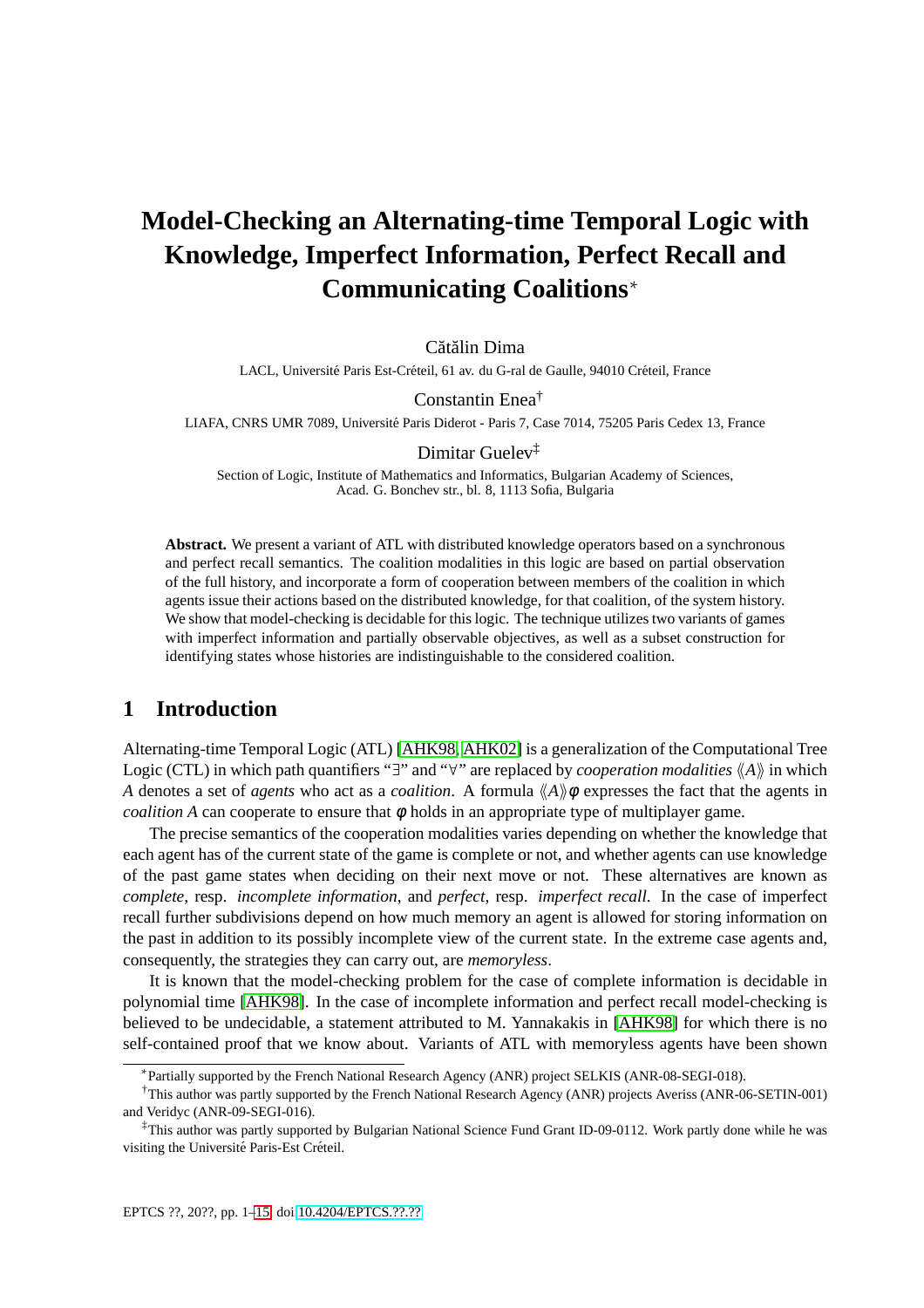# Model-Checking an Alternating-time Temporal Logic with Knowledge, Imperfect Information, Perfect Recall and Communicating Coalitions[*]

Cătălin Dima

LACL, Université Paris Est-Créteil, 61 av. du G-ral de Gaulle, 94010 Créteil, France

Constantin Enea[†]

LIAFA, CNRS UMR 7089, Université Paris Diderot - Paris 7, Case 7014, 75205 Paris Cedex 13, France

Dimitar Guelev[‡]

Section of Logic, Institute of Mathematics and Informatics, Bulgarian Academy of Sciences, Acad. G. Bonchev str., bl. 8, 1113 Sofia, Bulgaria

**Abstract.** We present a variant of ATL with distributed knowledge operators based on a synchronous and perfect recall semantics. The coalition modalities in this logic are based on partial observation of the full history, and incorporate a form of cooperation between members of the coalition in which agents issue their actions based on the distributed knowledge, for that coalition, of the system history. We show that model-checking is decidable for this logic. The technique utilizes two variants of games with imperfect information and partially observable objectives, as well as a subset construction for identifying states whose histories are indistinguishable to the considered coalition.

## 1 Introduction

Alternating-time Temporal Logic (ATL) [AHK98, AHK02] is a generalization of the Computational Tree Logic (CTL) in which path quantifiers "$\exists$" and "$\forall$" are replaced by *cooperation modalities* $\langle\langle A \rangle\rangle$ in which $A$ denotes a set of *agents* who act as a *coalition*. A formula $\langle\langle A \rangle\rangle \phi$ expresses the fact that the agents in *coalition* $A$ can cooperate to ensure that $\phi$ holds in an appropriate type of multiplayer game.

The precise semantics of the cooperation modalities varies depending on whether the knowledge that each agent has of the current state of the game is complete or not, and whether agents can use knowledge of the past game states when deciding on their next move or not. These alternatives are known as *complete*, resp. *incomplete information*, and *perfect*, resp. *imperfect recall*. In the case of imperfect recall further subdivisions depend on how much memory an agent is allowed for storing information on the past in addition to its possibly incomplete view of the current state. In the extreme case agents and, consequently, the strategies they can carry out, are *memoryless*.

It is known that the model-checking problem for the case of complete information is decidable in polynomial time [AHK98]. In the case of incomplete information and perfect recall model-checking is believed to be undecidable, a statement attributed to M. Yannakakis in [AHK98] for which there is no self-contained proof that we know about. Variants of ATL with memoryless agents have been shown

[*] Partially supported by the French National Research Agency (ANR) project SELKIS (ANR-08-SEGI-018).

[†] This author was partly supported by the French National Research Agency (ANR) projects Averiss (ANR-06-SETIN-001) and Veridyc (ANR-09-SEGI-016).

[‡] This author was partly supported by Bulgarian National Science Fund Grant ID-09-0112. Work partly done while he was visiting the Université Paris-Est Créteil.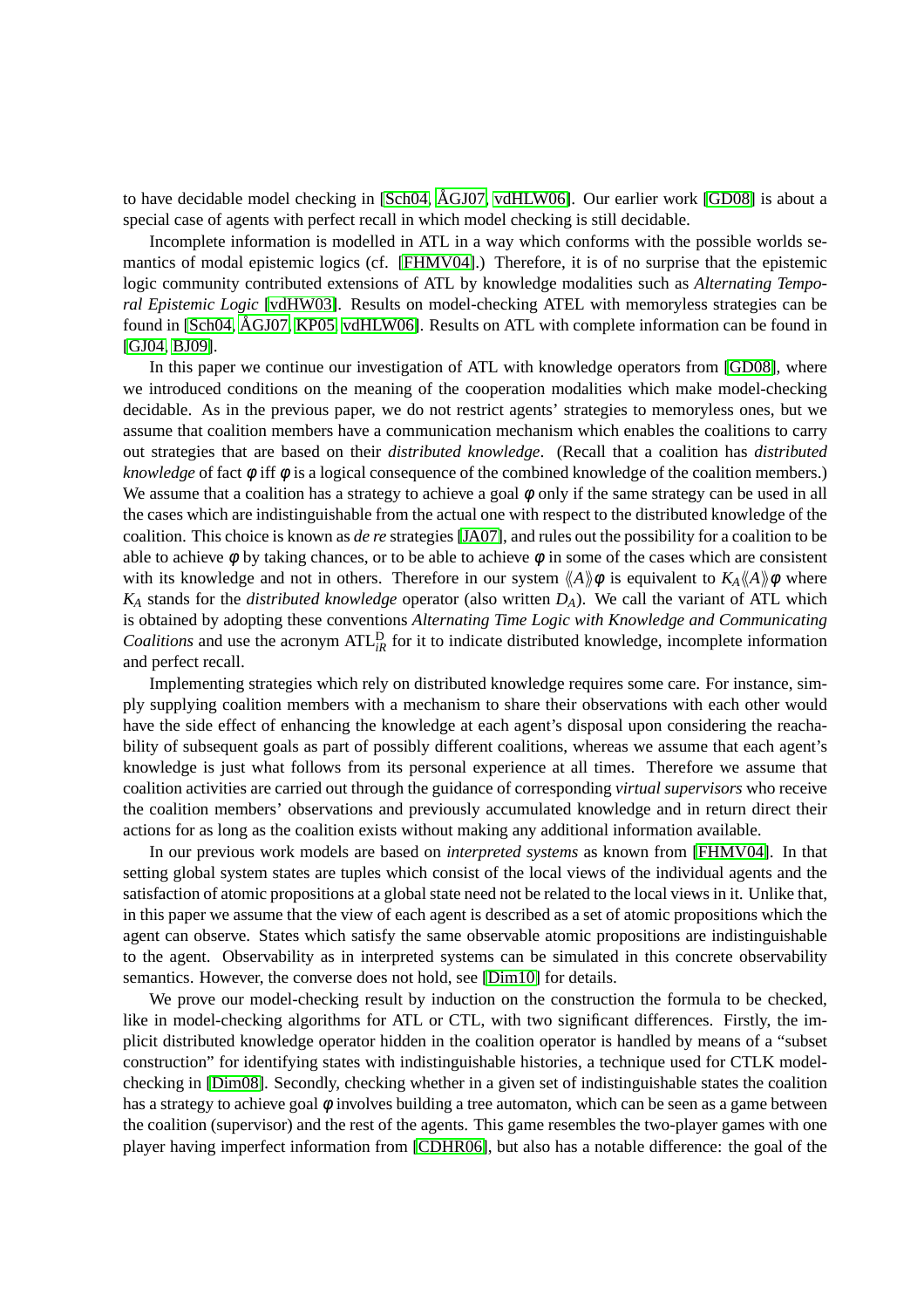to have decidable model checking in [Sch04, ÅGJ07, vdHLW06]. Our earlier work [GD08] is about a special case of agents with perfect recall in which model checking is still decidable.

Incomplete information is modelled in ATL in a way which conforms with the possible worlds semantics of modal epistemic logics (cf. [FHMV04].) Therefore, it is of no surprise that the epistemic logic community contributed extensions of ATL by knowledge modalities such as *Alternating Temporal Epistemic Logic* [vdHW03]. Results on model-checking ATEL with memoryless strategies can be found in [Sch04, ÅGJ07, KP05, vdHLW06]. Results on ATL with complete information can be found in [GJ04, BJ09].

In this paper we continue our investigation of ATL with knowledge operators from [GD08], where we introduced conditions on the meaning of the cooperation modalities which make model-checking decidable. As in the previous paper, we do not restrict agents' strategies to memoryless ones, but we assume that coalition members have a communication mechanism which enables the coalitions to carry out strategies that are based on their *distributed knowledge*. (Recall that a coalition has *distributed knowledge* of fact $\phi$ iff $\phi$ is a logical consequence of the combined knowledge of the coalition members.) We assume that a coalition has a strategy to achieve a goal $\phi$ only if the same strategy can be used in all the cases which are indistinguishable from the actual one with respect to the distributed knowledge of the coalition. This choice is known as *de re* strategies [JA07], and rules out the possibility for a coalition to be able to achieve $\phi$ by taking chances, or to be able to achieve $\phi$ in some of the cases which are consistent with its knowledge and not in others. Therefore in our system $\langle\!\langle A \rangle\!\rangle \phi$ is equivalent to $K_A \langle\!\langle A \rangle\!\rangle \phi$ where $K_A$ stands for the *distributed knowledge* operator (also written $D_A$). We call the variant of ATL which is obtained by adopting these conventions *Alternating Time Logic with Knowledge and Communicating Coalitions* and use the acronym $\mathrm{ATL}^{\mathrm{D}}_{iR}$ for it to indicate distributed knowledge, incomplete information and perfect recall.

Implementing strategies which rely on distributed knowledge requires some care. For instance, simply supplying coalition members with a mechanism to share their observations with each other would have the side effect of enhancing the knowledge at each agent's disposal upon considering the reachability of subsequent goals as part of possibly different coalitions, whereas we assume that each agent's knowledge is just what follows from its personal experience at all times. Therefore we assume that coalition activities are carried out through the guidance of corresponding *virtual supervisors* who receive the coalition members' observations and previously accumulated knowledge and in return direct their actions for as long as the coalition exists without making any additional information available.

In our previous work models are based on *interpreted systems* as known from [FHMV04]. In that setting global system states are tuples which consist of the local views of the individual agents and the satisfaction of atomic propositions at a global state need not be related to the local views in it. Unlike that, in this paper we assume that the view of each agent is described as a set of atomic propositions which the agent can observe. States which satisfy the same observable atomic propositions are indistinguishable to the agent. Observability as in interpreted systems can be simulated in this concrete observability semantics. However, the converse does not hold, see [Dim10] for details.

We prove our model-checking result by induction on the construction the formula to be checked, like in model-checking algorithms for ATL or CTL, with two significant differences. Firstly, the implicit distributed knowledge operator hidden in the coalition operator is handled by means of a "subset construction" for identifying states with indistinguishable histories, a technique used for CTLK model-checking in [Dim08]. Secondly, checking whether in a given set of indistinguishable states the coalition has a strategy to achieve goal $\phi$ involves building a tree automaton, which can be seen as a game between the coalition (supervisor) and the rest of the agents. This game resembles the two-player games with one player having imperfect information from [CDHR06], but also has a notable difference: the goal of the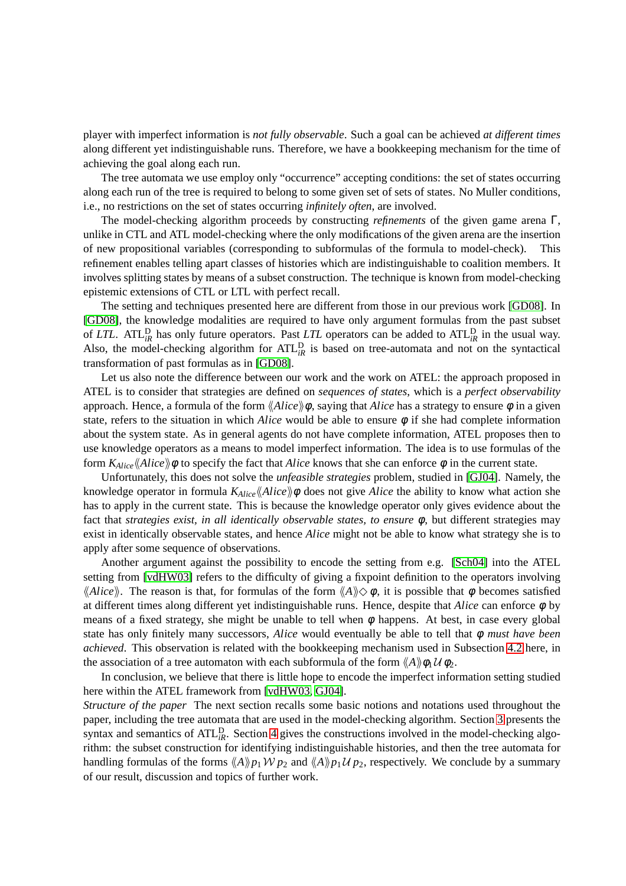player with imperfect information is *not fully observable*. Such a goal can be achieved *at different times* along different yet indistinguishable runs. Therefore, we have a bookkeeping mechanism for the time of achieving the goal along each run.

The tree automata we use employ only "occurrence" accepting conditions: the set of states occurring along each run of the tree is required to belong to some given set of sets of states. No Muller conditions, i.e., no restrictions on the set of states occurring *infinitely often*, are involved.

The model-checking algorithm proceeds by constructing *refinements* of the given game arena $\Gamma$, unlike in CTL and ATL model-checking where the only modifications of the given arena are the insertion of new propositional variables (corresponding to subformulas of the formula to model-check). This refinement enables telling apart classes of histories which are indistinguishable to coalition members. It involves splitting states by means of a subset construction. The technique is known from model-checking epistemic extensions of CTL or LTL with perfect recall.

The setting and techniques presented here are different from those in our previous work [GD08]. In [GD08], the knowledge modalities are required to have only argument formulas from the past subset of *LTL*. $\mathrm{ATL}_{iR}^{\mathrm{D}}$ has only future operators. Past *LTL* operators can be added to $\mathrm{ATL}_{iR}^{\mathrm{D}}$ in the usual way. Also, the model-checking algorithm for $\mathrm{ATL}_{iR}^{\mathrm{D}}$ is based on tree-automata and not on the syntactical transformation of past formulas as in [GD08].

Let us also note the difference between our work and the work on ATEL: the approach proposed in ATEL is to consider that strategies are defined on *sequences of states*, which is a *perfect observability* approach. Hence, a formula of the form $\langle\langle Alice\rangle\rangle\phi$, saying that *Alice* has a strategy to ensure $\phi$ in a given state, refers to the situation in which *Alice* would be able to ensure $\phi$ if she had complete information about the system state. As in general agents do not have complete information, ATEL proposes then to use knowledge operators as a means to model imperfect information. The idea is to use formulas of the form $K_{Alice}\langle\langle Alice\rangle\rangle\phi$ to specify the fact that *Alice* knows that she can enforce $\phi$ in the current state.

Unfortunately, this does not solve the *unfeasible strategies* problem, studied in [GJ04]. Namely, the knowledge operator in formula $K_{Alice}\langle\langle Alice\rangle\rangle\phi$ does not give *Alice* the ability to know what action she has to apply in the current state. This is because the knowledge operator only gives evidence about the fact that *strategies exist, in all identically observable states, to ensure* $\phi$, but different strategies may exist in identically observable states, and hence *Alice* might not be able to know what strategy she is to apply after some sequence of observations.

Another argument against the possibility to encode the setting from e.g. [Sch04] into the ATEL setting from [vdHW03] refers to the difficulty of giving a fixpoint definition to the operators involving $\langle\langle Alice\rangle\rangle$. The reason is that, for formulas of the form $\langle\langle A\rangle\rangle\Diamond\phi$, it is possible that $\phi$ becomes satisfied at different times along different yet indistinguishable runs. Hence, despite that *Alice* can enforce $\phi$ by means of a fixed strategy, she might be unable to tell when $\phi$ happens. At best, in case every global state has only finitely many successors, *Alice* would eventually be able to tell that $\phi$ *must have been achieved*. This observation is related with the bookkeeping mechanism used in Subsection 4.2 here, in the association of a tree automaton with each subformula of the form $\langle\langle A\rangle\rangle\phi_1\,\mathcal{U}\,\phi_2$.

In conclusion, we believe that there is little hope to encode the imperfect information setting studied here within the ATEL framework from [vdHW03, GJ04].

*Structure of the paper* The next section recalls some basic notions and notations used throughout the paper, including the tree automata that are used in the model-checking algorithm. Section 3 presents the syntax and semantics of $\mathrm{ATL}_{iR}^{\mathrm{D}}$. Section 4 gives the constructions involved in the model-checking algorithm: the subset construction for identifying indistinguishable histories, and then the tree automata for handling formulas of the forms $\langle\langle A\rangle\rangle p_1\,\mathcal{W}\,p_2$ and $\langle\langle A\rangle\rangle p_1\,\mathcal{U}\,p_2$, respectively. We conclude by a summary of our result, discussion and topics of further work.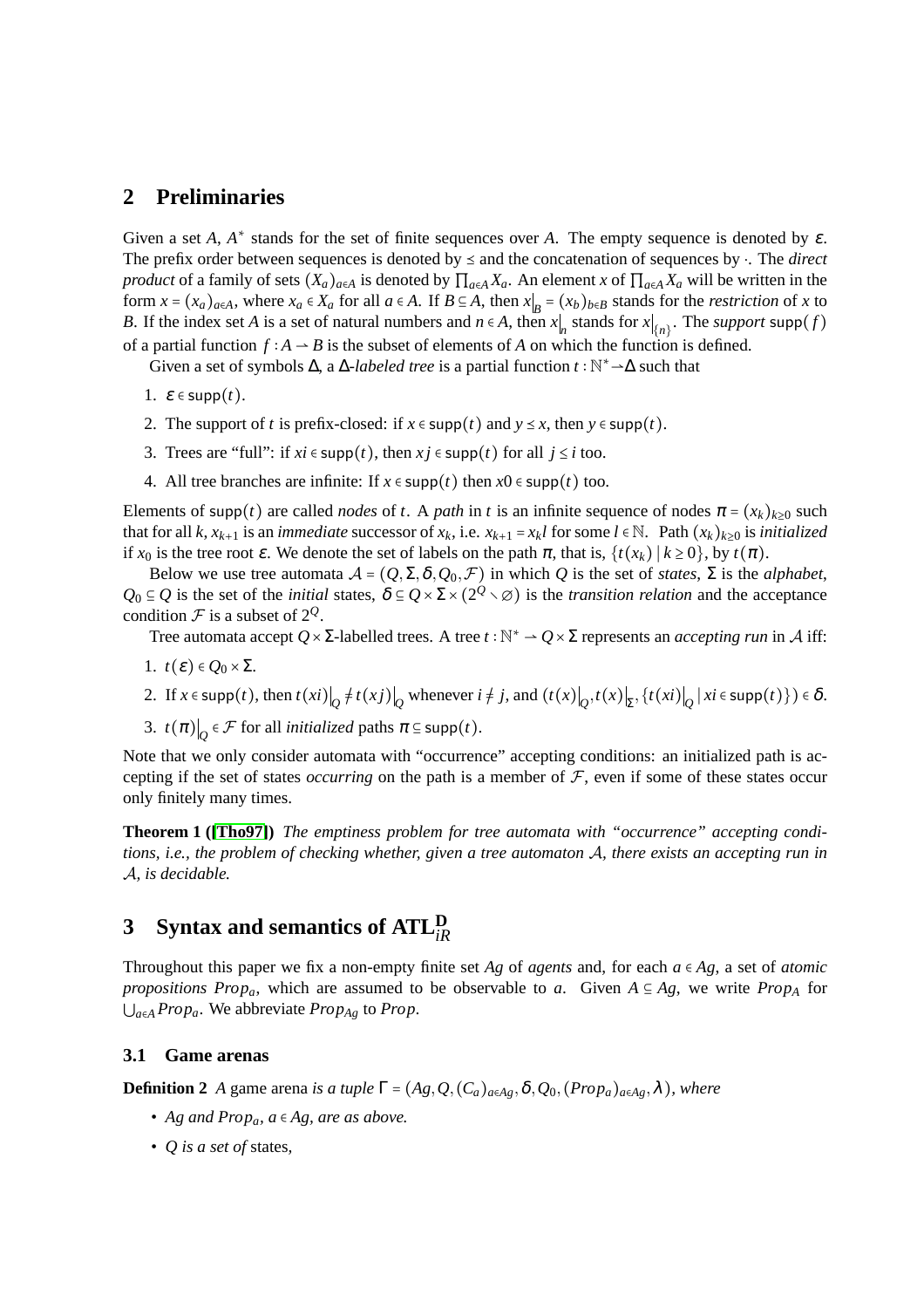## 2 Preliminaries

Given a set $A$, $A^*$ stands for the set of finite sequences over $A$. The empty sequence is denoted by $\varepsilon$. The prefix order between sequences is denoted by $\leq$ and the concatenation of sequences by $\cdot$. The *direct product* of a family of sets $(X_a)_{a\in A}$ is denoted by $\prod_{a\in A} X_a$. An element $x$ of $\prod_{a\in A} X_a$ will be written in the form $x = (x_a)_{a\in A}$, where $x_a \in X_a$ for all $a \in A$. If $B \subseteq A$, then $x|_B = (x_b)_{b\in B}$ stands for the *restriction* of $x$ to $B$. If the index set $A$ is a set of natural numbers and $n \in A$, then $x|_n$ stands for $x|_{\{n\}}$. The *support* $\mathsf{supp}(f)$ of a partial function $f : A \rightharpoonup B$ is the subset of elements of $A$ on which the function is defined.

Given a set of symbols $\Delta$, a $\Delta$-*labeled tree* is a partial function $t : \mathbb{N}^* \rightharpoonup \Delta$ such that

1. $\varepsilon \in \mathsf{supp}(t)$.
2. The support of $t$ is prefix-closed: if $x \in \mathsf{supp}(t)$ and $y \leq x$, then $y \in \mathsf{supp}(t)$.
3. Trees are "full": if $xi \in \mathsf{supp}(t)$, then $xj \in \mathsf{supp}(t)$ for all $j \leq i$ too.
4. All tree branches are infinite: If $x \in \mathsf{supp}(t)$ then $x0 \in \mathsf{supp}(t)$ too.

Elements of $\mathsf{supp}(t)$ are called *nodes* of $t$. A *path* in $t$ is an infinite sequence of nodes $\pi = (x_k)_{k\geq 0}$ such that for all $k$, $x_{k+1}$ is an *immediate* successor of $x_k$, i.e. $x_{k+1} = x_k l$ for some $l \in \mathbb{N}$. Path $(x_k)_{k\geq 0}$ is *initialized* if $x_0$ is the tree root $\varepsilon$. We denote the set of labels on the path $\pi$, that is, $\{t(x_k) \mid k \geq 0\}$, by $t(\pi)$.

Below we use tree automata $\mathcal{A} = (Q, \Sigma, \delta, Q_0, \mathcal{F})$ in which $Q$ is the set of *states*, $\Sigma$ is the *alphabet*, $Q_0 \subseteq Q$ is the set of the *initial* states, $\delta \subseteq Q \times \Sigma \times (2^Q \setminus \varnothing)$ is the *transition relation* and the acceptance condition $\mathcal{F}$ is a subset of $2^Q$.

Tree automata accept $Q \times \Sigma$-labelled trees. A tree $t : \mathbb{N}^* \rightharpoonup Q \times \Sigma$ represents an *accepting run* in $\mathcal{A}$ iff:

1. $t(\varepsilon) \in Q_0 \times \Sigma$.
2. If $x \in \mathsf{supp}(t)$, then $t(xi)|_Q \neq t(xj)|_Q$ whenever $i \neq j$, and $(t(x)|_Q, t(x)|_\Sigma, \{t(xi)|_Q \mid xi \in \mathsf{supp}(t)\}) \in \delta$.
3. $t(\pi)|_Q \in \mathcal{F}$ for all *initialized* paths $\pi \subseteq \mathsf{supp}(t)$.

Note that we only consider automata with "occurrence" accepting conditions: an initialized path is accepting if the set of states *occurring* on the path is a member of $\mathcal{F}$, even if some of these states occur only finitely many times.

**Theorem 1 ([Tho97])** *The emptiness problem for tree automata with "occurrence" accepting conditions, i.e., the problem of checking whether, given a tree automaton $\mathcal{A}$, there exists an accepting run in $\mathcal{A}$, is decidable.*

## 3 Syntax and semantics of $\mathbf{ATL}^{\mathbf{D}}_{iR}$

Throughout this paper we fix a non-empty finite set $Ag$ of *agents* and, for each $a \in Ag$, a set of *atomic propositions* $Prop_a$, which are assumed to be observable to $a$. Given $A \subseteq Ag$, we write $Prop_A$ for $\bigcup_{a\in A} Prop_a$. We abbreviate $Prop_{Ag}$ to $Prop$.

### 3.1 Game arenas

**Definition 2** *A* game arena *is a tuple* $\Gamma = (Ag, Q, (C_a)_{a\in Ag}, \delta, Q_0, (Prop_a)_{a\in Ag}, \lambda)$, *where*

- *$Ag$ and $Prop_a$, $a \in Ag$, are as above.*
- *$Q$ is a set of* states,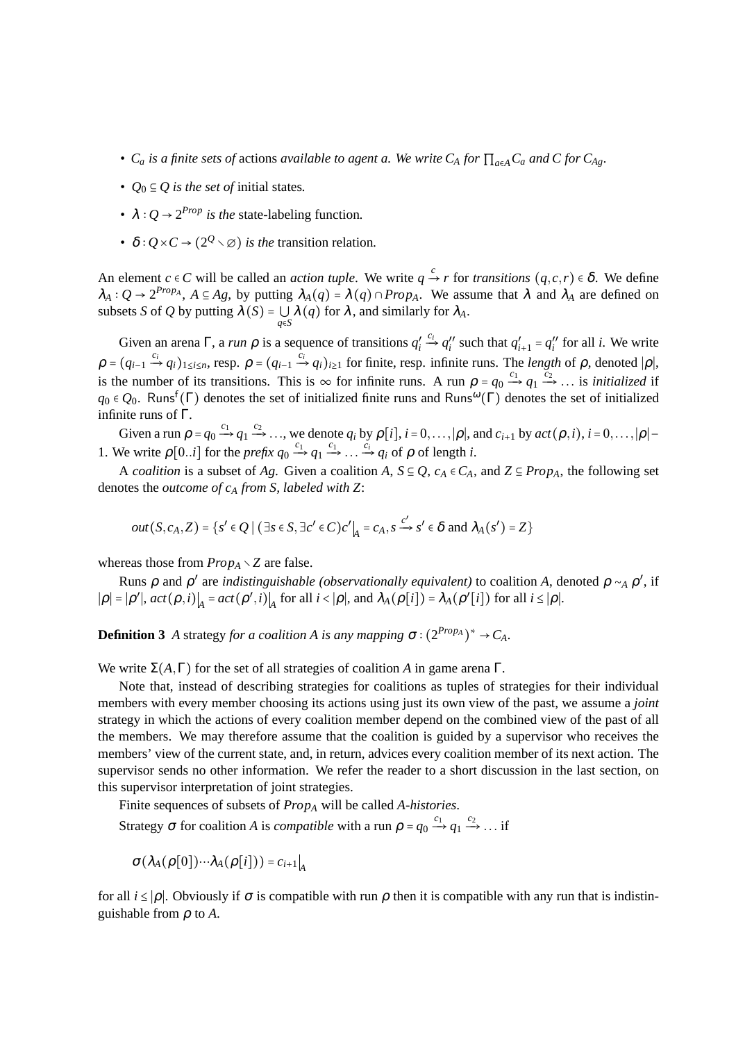- $C_a$ *is a finite sets of* actions *available to agent a. We write* $C_A$ *for* $\prod_{a\in A} C_a$ *and* $C$ *for* $C_{Ag}$.
- $Q_0 \subseteq Q$ *is the set of* initial states.
- $\lambda : Q \to 2^{Prop}$ *is the* state-labeling function.
- $\delta : Q \times C \to (2^Q \setminus \varnothing)$ *is the* transition relation.

An element $c \in C$ will be called an *action tuple*. We write $q \xrightarrow{c} r$ for *transitions* $(q,c,r) \in \delta$. We define $\lambda_A : Q \to 2^{Prop_A}$, $A \subseteq Ag$, by putting $\lambda_A(q) = \lambda(q) \cap Prop_A$. We assume that $\lambda$ and $\lambda_A$ are defined on subsets $S$ of $Q$ by putting $\lambda(S) = \bigcup_{q\in S} \lambda(q)$ for $\lambda$, and similarly for $\lambda_A$.

Given an arena $\Gamma$, a *run* $\rho$ is a sequence of transitions $q_i' \xrightarrow{c_i} q_i''$ such that $q_{i+1}' = q_i''$ for all $i$. We write $\rho = (q_{i-1} \xrightarrow{c_i} q_i)_{1\le i\le n}$, resp. $\rho = (q_{i-1} \xrightarrow{c_i} q_i)_{i\ge 1}$ for finite, resp. infinite runs. The *length* of $\rho$, denoted $|\rho|$, is the number of its transitions. This is $\infty$ for infinite runs. A run $\rho = q_0 \xrightarrow{c_1} q_1 \xrightarrow{c_2} \dots$ is *initialized* if $q_0 \in Q_0$. $\mathsf{Runs}^f(\Gamma)$ denotes the set of initialized finite runs and $\mathsf{Runs}^\omega(\Gamma)$ denotes the set of initialized infinite runs of $\Gamma$.

Given a run $\rho = q_0 \xrightarrow{c_1} q_1 \xrightarrow{c_2} \dots$, we denote $q_i$ by $\rho[i]$, $i = 0,\dots,|\rho|$, and $c_{i+1}$ by $act(\rho,i)$, $i = 0,\dots,|\rho|-1$. We write $\rho[0..i]$ for the *prefix* $q_0 \xrightarrow{c_1} q_1 \xrightarrow{c_1} \dots \xrightarrow{c_i} q_i$ of $\rho$ of length $i$.

A *coalition* is a subset of $Ag$. Given a coalition $A$, $S \subseteq Q$, $c_A \in C_A$, and $Z \subseteq Prop_A$, the following set denotes the *outcome of* $c_A$ *from* $S$*, labeled with* $Z$:

$$out(S, c_A, Z) = \{s' \in Q \mid (\exists s \in S, \exists c' \in C) c'\big|_A = c_A, s \xrightarrow{c'} s' \in \delta \text{ and } \lambda_A(s') = Z\}$$

whereas those from $Prop_A \setminus Z$ are false.

Runs $\rho$ and $\rho'$ are *indistinguishable (observationally equivalent)* to coalition $A$, denoted $\rho \sim_A \rho'$, if $|\rho| = |\rho'|$, $act(\rho,i)\big|_A = act(\rho',i)\big|_A$ for all $i < |\rho|$, and $\lambda_A(\rho[i]) = \lambda_A(\rho'[i])$ for all $i \le |\rho|$.

**Definition 3** *A* strategy *for a coalition* $A$ *is any mapping* $\sigma : (2^{Prop_A})^* \to C_A$.

We write $\Sigma(A,\Gamma)$ for the set of all strategies of coalition $A$ in game arena $\Gamma$.

Note that, instead of describing strategies for coalitions as tuples of strategies for their individual members with every member choosing its actions using just its own view of the past, we assume a *joint* strategy in which the actions of every coalition member depend on the combined view of the past of all the members. We may therefore assume that the coalition is guided by a supervisor who receives the members' view of the current state, and, in return, advices every coalition member of its next action. The supervisor sends no other information. We refer the reader to a short discussion in the last section, on this supervisor interpretation of joint strategies.

Finite sequences of subsets of $Prop_A$ will be called *A-histories*.

Strategy $\sigma$ for coalition $A$ is *compatible* with a run $\rho = q_0 \xrightarrow{c_1} q_1 \xrightarrow{c_2} \dots$ if

$$\sigma(\lambda_A(\rho[0])\cdots\lambda_A(\rho[i])) = c_{i+1}\big|_A$$

for all $i \le |\rho|$. Obviously if $\sigma$ is compatible with run $\rho$ then it is compatible with any run that is indistinguishable from $\rho$ to $A$.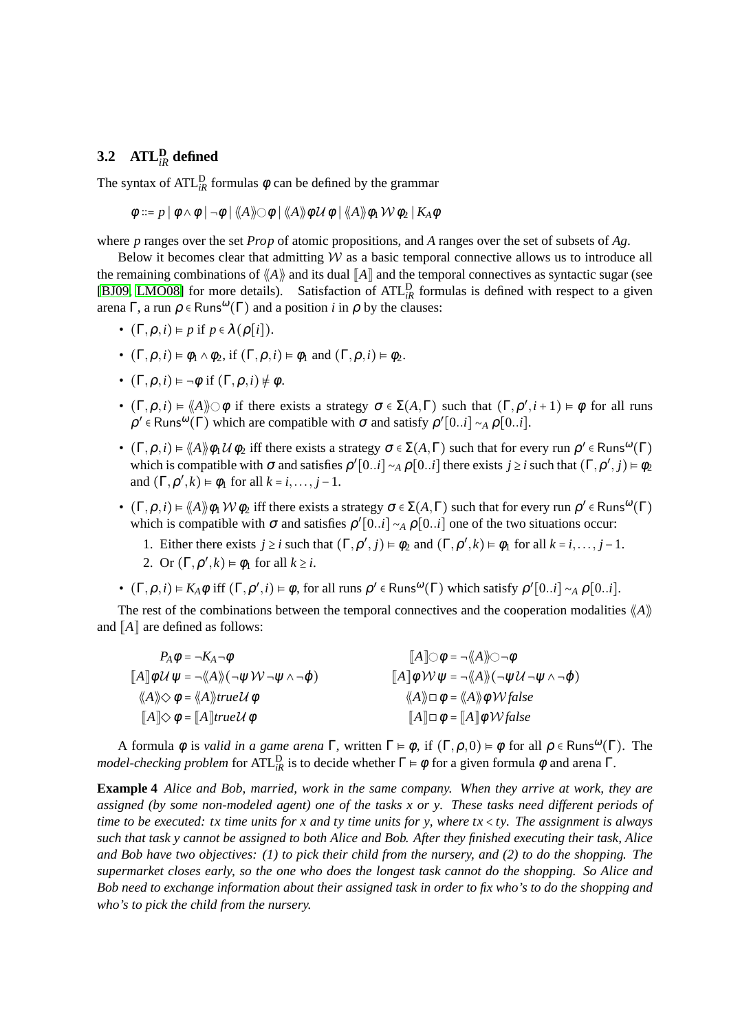### 3.2 $\mathrm{ATL}_{iR}^{\mathrm{D}}$ defined

The syntax of $\mathrm{ATL}_{iR}^{\mathrm{D}}$ formulas $\phi$ can be defined by the grammar

$$\phi ::= p \mid \phi \wedge \phi \mid \neg\phi \mid \langle\!\langle A \rangle\!\rangle \bigcirc \phi \mid \langle\!\langle A \rangle\!\rangle \phi \mathcal{U} \phi \mid \langle\!\langle A \rangle\!\rangle \phi_1 \mathcal{W} \phi_2 \mid K_A \phi$$

where $p$ ranges over the set $Prop$ of atomic propositions, and $A$ ranges over the set of subsets of $Ag$.

Below it becomes clear that admitting $\mathcal{W}$ as a basic temporal connective allows us to introduce all the remaining combinations of $\langle\!\langle A \rangle\!\rangle$ and its dual $[\![A]\!]$ and the temporal connectives as syntactic sugar (see [BJ09, LMO08] for more details). Satisfaction of $\mathrm{ATL}_{iR}^{\mathrm{D}}$ formulas is defined with respect to a given arena $\Gamma$, a run $\rho \in \mathsf{Runs}^{\omega}(\Gamma)$ and a position $i$ in $\rho$ by the clauses:

- $(\Gamma, \rho, i) \models p$ if $p \in \lambda(\rho[i])$.
- $(\Gamma, \rho, i) \models \phi_1 \wedge \phi_2$, if $(\Gamma, \rho, i) \models \phi_1$ and $(\Gamma, \rho, i) \models \phi_2$.
- $(\Gamma, \rho, i) \models \neg\phi$ if $(\Gamma, \rho, i) \not\models \phi$.
- $(\Gamma, \rho, i) \models \langle\!\langle A \rangle\!\rangle \bigcirc \phi$ if there exists a strategy $\sigma \in \Sigma(A, \Gamma)$ such that $(\Gamma, \rho', i+1) \models \phi$ for all runs $\rho' \in \mathsf{Runs}^{\omega}(\Gamma)$ which are compatible with $\sigma$ and satisfy $\rho'[0..i] \sim_A \rho[0..i]$.
- $(\Gamma, \rho, i) \models \langle\!\langle A \rangle\!\rangle \phi_1 \mathcal{U} \phi_2$ iff there exists a strategy $\sigma \in \Sigma(A, \Gamma)$ such that for every run $\rho' \in \mathsf{Runs}^{\omega}(\Gamma)$ which is compatible with $\sigma$ and satisfies $\rho'[0..i] \sim_A \rho[0..i]$ there exists $j \geq i$ such that $(\Gamma, \rho', j) \models \phi_2$ and $(\Gamma, \rho', k) \models \phi_1$ for all $k = i, \ldots, j-1$.
- $(\Gamma, \rho, i) \models \langle\!\langle A \rangle\!\rangle \phi_1 \mathcal{W} \phi_2$ iff there exists a strategy $\sigma \in \Sigma(A, \Gamma)$ such that for every run $\rho' \in \mathsf{Runs}^{\omega}(\Gamma)$ which is compatible with $\sigma$ and satisfies $\rho'[0..i] \sim_A \rho[0..i]$ one of the two situations occur:
  1. Either there exists $j \geq i$ such that $(\Gamma, \rho', j) \models \phi_2$ and $(\Gamma, \rho', k) \models \phi_1$ for all $k = i, \ldots, j-1$.
  2. Or $(\Gamma, \rho', k) \models \phi_1$ for all $k \geq i$.
- $(\Gamma, \rho, i) \models K_A \phi$ iff $(\Gamma, \rho', i) \models \phi$, for all runs $\rho' \in \mathsf{Runs}^{\omega}(\Gamma)$ which satisfy $\rho'[0..i] \sim_A \rho[0..i]$.

The rest of the combinations between the temporal connectives and the cooperation modalities $\langle\!\langle A \rangle\!\rangle$ and $[\![A]\!]$ are defined as follows:

$$
\begin{array}{ll}
P_A \phi = \neg K_A \neg\phi & [\![A]\!] \bigcirc \phi = \neg\langle\!\langle A \rangle\!\rangle \bigcirc \neg\phi \\
[\![A]\!] \phi \mathcal{U} \psi = \neg\langle\!\langle A \rangle\!\rangle (\neg\psi \mathcal{W} \neg\psi \wedge \neg\varphi) & [\![A]\!] \phi \mathcal{W} \psi = \neg\langle\!\langle A \rangle\!\rangle (\neg\psi \mathcal{U} \neg\psi \wedge \neg\varphi) \\
\langle\!\langle A \rangle\!\rangle \Diamond \phi = \langle\!\langle A \rangle\!\rangle true \mathcal{U} \phi & \langle\!\langle A \rangle\!\rangle \Box \phi = \langle\!\langle A \rangle\!\rangle \phi \mathcal{W} false \\
[\![A]\!] \Diamond \phi = [\![A]\!] true \mathcal{U} \phi & [\![A]\!] \Box \phi = [\![A]\!] \phi \mathcal{W} false
\end{array}
$$

A formula $\phi$ is *valid in a game arena* $\Gamma$, written $\Gamma \models \phi$, if $(\Gamma, \rho, 0) \models \phi$ for all $\rho \in \mathsf{Runs}^{\omega}(\Gamma)$. The *model-checking problem* for $\mathrm{ATL}_{iR}^{\mathrm{D}}$ is to decide whether $\Gamma \models \phi$ for a given formula $\phi$ and arena $\Gamma$.

**Example 4** *Alice and Bob, married, work in the same company. When they arrive at work, they are assigned (by some non-modeled agent) one of the tasks x or y. These tasks need different periods of time to be executed: tx time units for x and ty time units for y, where $tx < ty$. The assignment is always such that task y cannot be assigned to both Alice and Bob. After they finished executing their task, Alice and Bob have two objectives: (1) to pick their child from the nursery, and (2) to do the shopping. The supermarket closes early, so the one who does the longest task cannot do the shopping. So Alice and Bob need to exchange information about their assigned task in order to fix who's to do the shopping and who's to pick the child from the nursery.*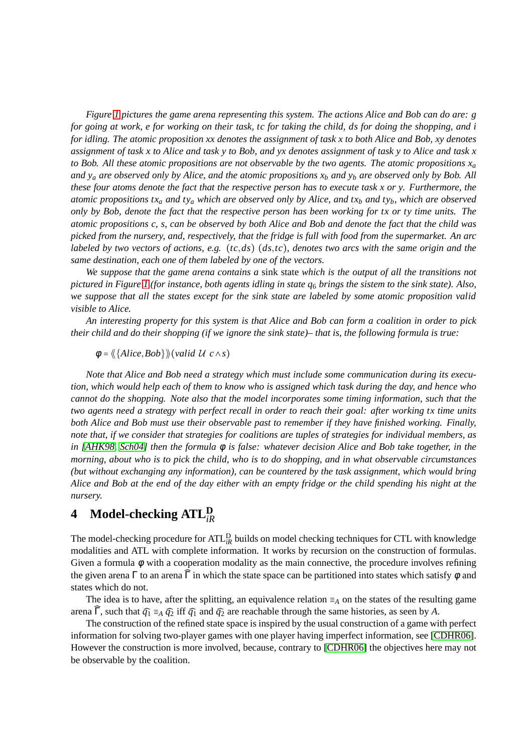*Figure 1 pictures the game arena representing this system. The actions Alice and Bob can do are: g for going at work, e for working on their task, tc for taking the child, ds for doing the shopping, and i for idling. The atomic proposition xx denotes the assignment of task x to both Alice and Bob, xy denotes assignment of task x to Alice and task y to Bob, and yx denotes assignment of task y to Alice and task x to Bob. All these atomic propositions are not observable by the two agents. The atomic propositions* $x_a$ *and* $y_a$ *are observed only by Alice, and the atomic propositions* $x_b$ *and* $y_b$ *are observed only by Bob. All these four atoms denote the fact that the respective person has to execute task x or y. Furthermore, the atomic propositions* $tx_a$ *and* $ty_a$ *which are observed only by Alice, and* $tx_b$ *and* $ty_b$*, which are observed only by Bob, denote the fact that the respective person has been working for tx or ty time units. The atomic propositions c, s, can be observed by both Alice and Bob and denote the fact that the child was picked from the nursery, and, respectively, that the fridge is full with food from the supermarket. An arc labeled by two vectors of actions, e.g.* $(tc, ds)$ $(ds, tc)$*, denotes two arcs with the same origin and the same destination, each one of them labeled by one of the vectors.*

*We suppose that the game arena contains a* sink state *which is the output of all the transitions not pictured in Figure 1 (for instance, both agents idling in state* $q_6$ *brings the sistem to the sink state). Also, we suppose that all the states except for the sink state are labeled by some atomic proposition valid visible to Alice.*

*An interesting property for this system is that Alice and Bob can form a coalition in order to pick their child and do their shopping (if we ignore the sink state)– that is, the following formula is true:*

$$\phi = \langle\!\langle \{Alice, Bob\} \rangle\!\rangle (valid \; \mathcal{U} \; c \wedge s)$$

*Note that Alice and Bob need a strategy which must include some communication during its execution, which would help each of them to know who is assigned which task during the day, and hence who cannot do the shopping. Note also that the model incorporates some timing information, such that the two agents need a strategy with perfect recall in order to reach their goal: after working tx time units both Alice and Bob must use their observable past to remember if they have finished working. Finally, note that, if we consider that strategies for coalitions are tuples of strategies for individual members, as in [AHK98, Sch04] then the formula* $\phi$ *is false: whatever decision Alice and Bob take together, in the morning, about who is to pick the child, who is to do shopping, and in what observable circumstances (but without exchanging any information), can be countered by the task assignment, which would bring Alice and Bob at the end of the day either with an empty fridge or the child spending his night at the nursery.*

## 4 Model-checking $\mathrm{ATL}^{\mathbf{D}}_{iR}$

The model-checking procedure for $\mathrm{ATL}^{\mathrm{D}}_{iR}$ builds on model checking techniques for CTL with knowledge modalities and ATL with complete information. It works by recursion on the construction of formulas. Given a formula $\phi$ with a cooperation modality as the main connective, the procedure involves refining the given arena $\Gamma$ to an arena $\widehat{\Gamma}$ in which the state space can be partitioned into states which satisfy $\phi$ and states which do not.

The idea is to have, after the splitting, an equivalence relation $\equiv_A$ on the states of the resulting game arena $\widehat{\Gamma}$, such that $\widehat{q_1} \equiv_A \widehat{q_2}$ iff $\widehat{q_1}$ and $\widehat{q_2}$ are reachable through the same histories, as seen by $A$.

The construction of the refined state space is inspired by the usual construction of a game with perfect information for solving two-player games with one player having imperfect information, see [CDHR06]. However the construction is more involved, because, contrary to [CDHR06] the objectives here may not be observable by the coalition.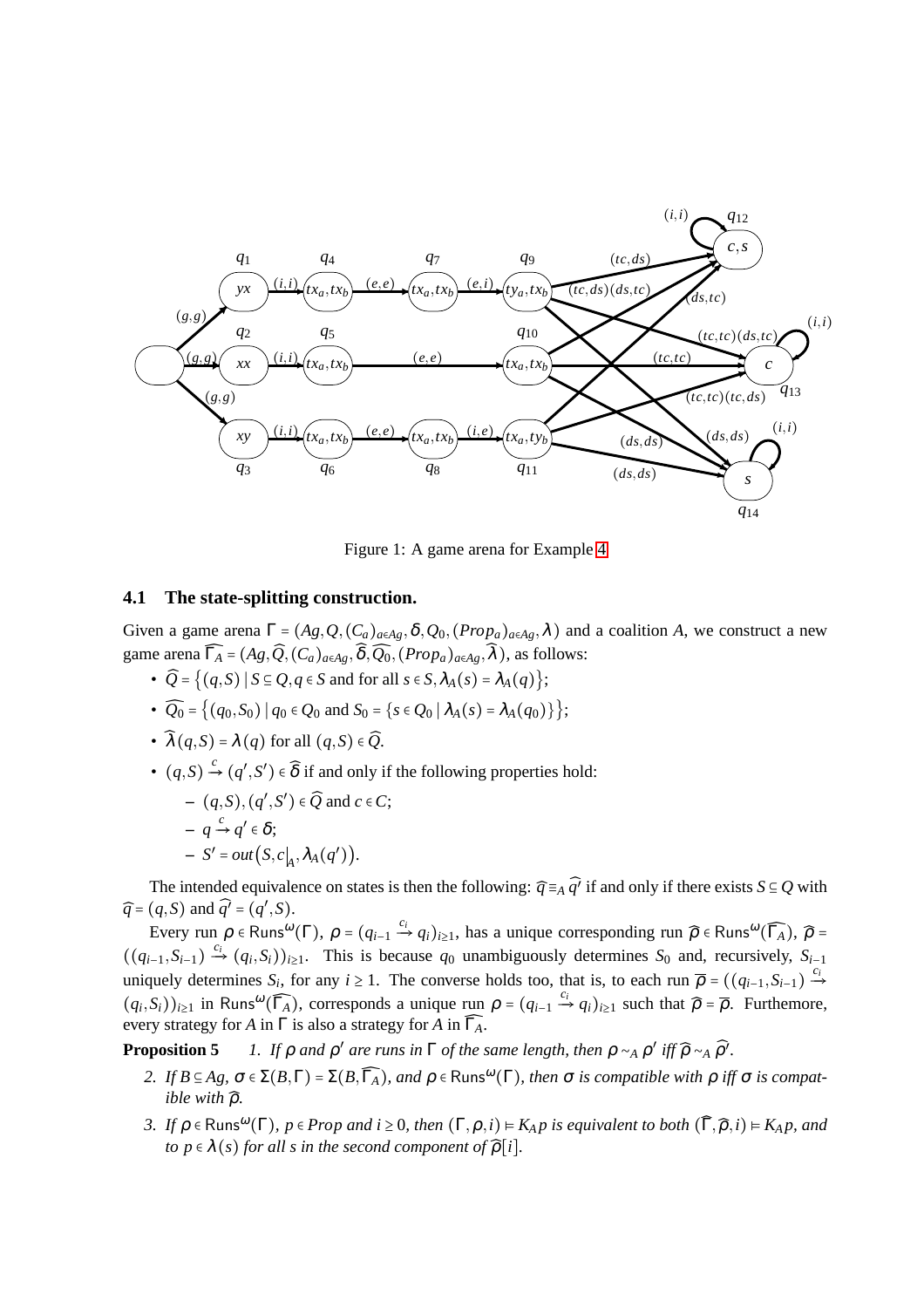Figure 1: A game arena for Example 4

### 4.1 The state-splitting construction.

Given a game arena $\Gamma = (Ag, Q, (C_a)_{a\in Ag}, \delta, Q_0, (Prop_a)_{a\in Ag}, \lambda)$ and a coalition $A$, we construct a new game arena $\widehat{\Gamma_A} = (Ag, \widehat{Q}, (C_a)_{a\in Ag}, \widehat{\delta}, \widehat{Q_0}, (Prop_a)_{a\in Ag}, \widehat{\lambda})$, as follows:

- $\widehat{Q} = \{(q,S) \mid S \subseteq Q, q \in S \text{ and for all } s \in S, \lambda_A(s) = \lambda_A(q)\}$;
- $\widehat{Q_0} = \{(q_0, S_0) \mid q_0 \in Q_0 \text{ and } S_0 = \{s \in Q_0 \mid \lambda_A(s) = \lambda_A(q_0)\}\}$;
- $\widehat{\lambda}(q,S) = \lambda(q)$ for all $(q,S) \in \widehat{Q}$.
- $(q,S) \xrightarrow{c} (q',S') \in \widehat{\delta}$ if and only if the following properties hold:
  - $(q,S), (q',S') \in \widehat{Q}$ and $c \in C$;
  - $q \xrightarrow{c} q' \in \delta$;
  - $S' = out\big(S, c|_A, \lambda_A(q')\big)$.

The intended equivalence on states is then the following: $\widehat{q} \equiv_A \widehat{q'}$ if and only if there exists $S \subseteq Q$ with $\widehat{q} = (q,S)$ and $\widehat{q'} = (q',S)$.

Every run $\rho \in \mathsf{Runs}^\omega(\Gamma)$, $\rho = (q_{i-1} \xrightarrow{c_i} q_i)_{i\geq 1}$, has a unique corresponding run $\widehat{\rho} \in \mathsf{Runs}^\omega(\widehat{\Gamma_A})$, $\widehat{\rho} = ((q_{i-1}, S_{i-1}) \xrightarrow{c_i} (q_i, S_i))_{i\geq 1}$. This is because $q_0$ unambiguously determines $S_0$ and, recursively, $S_{i-1}$ uniquely determines $S_i$, for any $i \geq 1$. The converse holds too, that is, to each run $\overline{\rho} = ((q_{i-1}, S_{i-1}) \xrightarrow{c_i} (q_i, S_i))_{i\geq 1}$ in $\mathsf{Runs}^\omega(\widehat{\Gamma_A})$, corresponds a unique run $\rho = (q_{i-1} \xrightarrow{c_i} q_i)_{i\geq 1}$ such that $\widehat{\rho} = \overline{\rho}$. Furthemore, every strategy for $A$ in $\Gamma$ is also a strategy for $A$ in $\widehat{\Gamma_A}$.

**Proposition 5** *1. If $\rho$ and $\rho'$ are runs in $\Gamma$ of the same length, then $\rho \sim_A \rho'$ iff $\widehat{\rho} \sim_A \widehat{\rho'}$.*

*2. If $B \subseteq Ag$, $\sigma \in \Sigma(B,\Gamma) = \Sigma(B,\widehat{\Gamma_A})$, and $\rho \in \mathsf{Runs}^\omega(\Gamma)$, then $\sigma$ is compatible with $\rho$ iff $\sigma$ is compatible with $\widehat{\rho}$.*

*3. If $\rho \in \mathsf{Runs}^\omega(\Gamma)$, $p \in Prop$ and $i \geq 0$, then $(\Gamma, \rho, i) \models K_A p$ is equivalent to both $(\widehat{\Gamma}, \widehat{\rho}, i) \models K_A p$, and to $p \in \lambda(s)$ for all $s$ in the second component of $\widehat{\rho}[i]$.*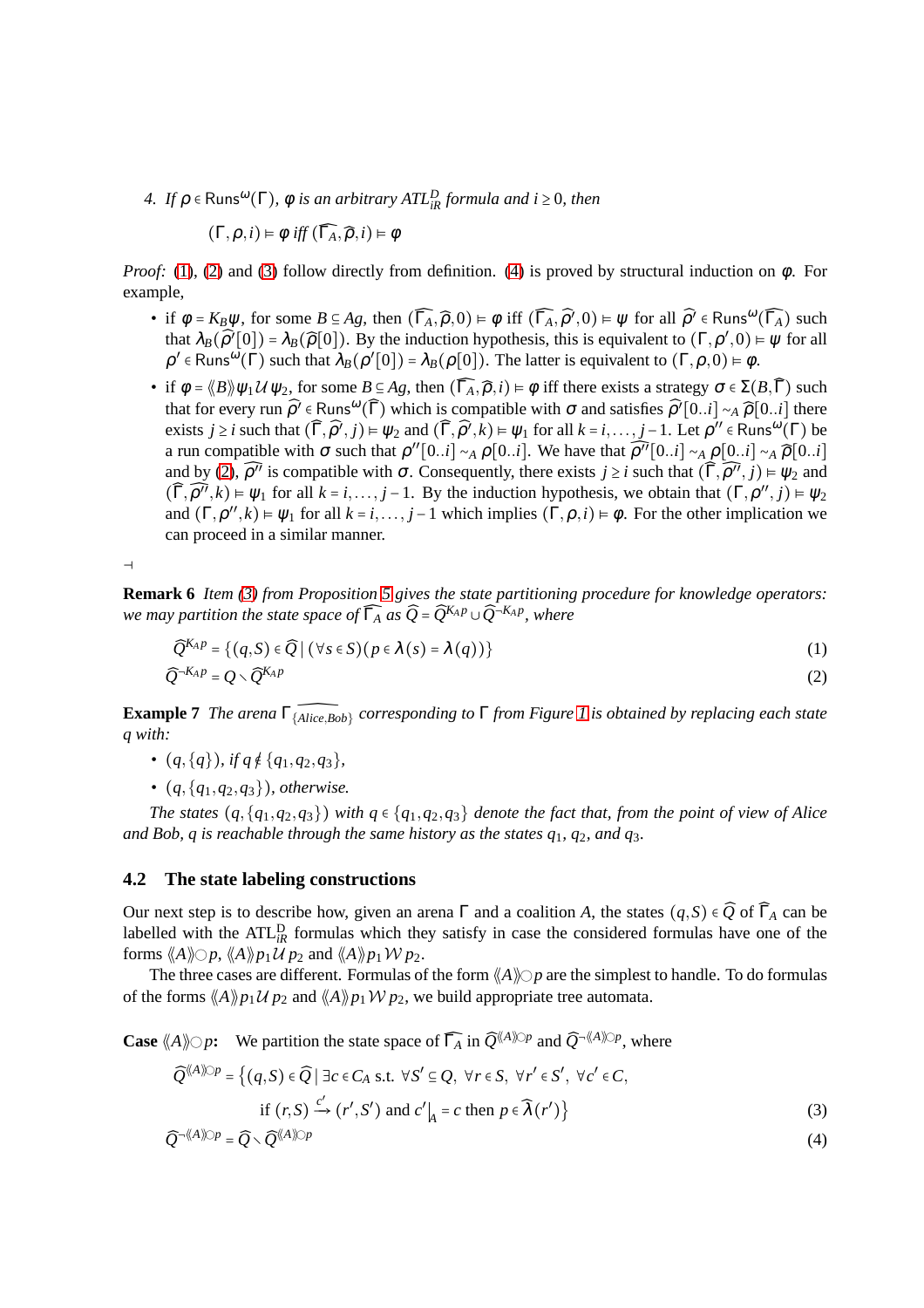4. *If* $\rho \in \mathsf{Runs}^{\omega}(\Gamma)$*,* $\varphi$ *is an arbitrary* $ATL_{iR}^{D}$ *formula and* $i \geq 0$*, then*

$$(\Gamma, \rho, i) \models \varphi \text{ iff } (\widehat{\Gamma_A}, \widehat{\rho}, i) \models \varphi$$

*Proof:* (1), (2) and (3) follow directly from definition. (4) is proved by structural induction on $\varphi$. For example,

- if $\varphi = K_B \psi$, for some $B \subseteq Ag$, then $(\widehat{\Gamma_A}, \widehat{\rho}, 0) \models \varphi$ iff $(\widehat{\Gamma_A}, \widehat{\rho}', 0) \models \psi$ for all $\widehat{\rho}' \in \mathsf{Runs}^{\omega}(\widehat{\Gamma_A})$ such that $\lambda_B(\widehat{\rho}'[0]) = \lambda_B(\widehat{\rho}[0])$. By the induction hypothesis, this is equivalent to $(\Gamma, \rho', 0) \models \psi$ for all $\rho' \in \mathsf{Runs}^{\omega}(\Gamma)$ such that $\lambda_B(\rho'[0]) = \lambda_B(\rho[0])$. The latter is equivalent to $(\Gamma, \rho, 0) \models \varphi$.
- if $\varphi = \langle\!\langle B \rangle\!\rangle \psi_1 \mathcal{U} \psi_2$, for some $B \subseteq Ag$, then $(\widehat{\Gamma_A}, \widehat{\rho}, i) \models \varphi$ iff there exists a strategy $\sigma \in \Sigma(B, \widehat{\Gamma})$ such that for every run $\widehat{\rho}' \in \mathsf{Runs}^{\omega}(\widehat{\Gamma})$ which is compatible with $\sigma$ and satisfies $\widehat{\rho}'[0..i] \sim_A \widehat{\rho}[0..i]$ there exists $j \geq i$ such that $(\widehat{\Gamma}, \widehat{\rho}', j) \models \psi_2$ and $(\widehat{\Gamma}, \widehat{\rho}', k) \models \psi_1$ for all $k = i, \ldots, j-1$. Let $\rho'' \in \mathsf{Runs}^{\omega}(\Gamma)$ be a run compatible with $\sigma$ such that $\rho''[0..i] \sim_A \rho[0..i]$. We have that $\widehat{\rho''}[0..i] \sim_A \rho[0..i] \sim_A \widehat{\rho}[0..i]$ and by (2), $\widehat{\rho''}$ is compatible with $\sigma$. Consequently, there exists $j \geq i$ such that $(\widehat{\Gamma}, \widehat{\rho''}, j) \models \psi_2$ and $(\widehat{\Gamma}, \widehat{\rho''}, k) \models \psi_1$ for all $k = i, \ldots, j-1$. By the induction hypothesis, we obtain that $(\Gamma, \rho'', j) \models \psi_2$ and $(\Gamma, \rho'', k) \models \psi_1$ for all $k = i, \ldots, j-1$ which implies $(\Gamma, \rho, i) \models \varphi$. For the other implication we can proceed in a similar manner.

$\dashv$

**Remark 6** *Item (3) from Proposition 5 gives the state partitioning procedure for knowledge operators: we may partition the state space of* $\widehat{\Gamma_A}$ *as* $\widehat{Q} = \widehat{Q}^{K_A p} \cup \widehat{Q}^{\neg K_A p}$*, where*

$$\widehat{Q}^{K_A p} = \{(q, S) \in \widehat{Q} \mid (\forall s \in S)(p \in \lambda(s) = \lambda(q))\} \tag{1}$$

$$\widehat{Q}^{\neg K_A p} = Q \setminus \widehat{Q}^{K_A p} \tag{2}$$

**Example 7** *The arena* $\Gamma_{\widehat{\{Alice, Bob\}}}$ *corresponding to* $\Gamma$ *from Figure 1 is obtained by replacing each state* $q$ *with:*

- $(q, \{q\})$*, if* $q \notin \{q_1, q_2, q_3\}$*,*
- $(q, \{q_1, q_2, q_3\})$*, otherwise.*

*The states* $(q, \{q_1, q_2, q_3\})$ *with* $q \in \{q_1, q_2, q_3\}$ *denote the fact that, from the point of view of Alice and Bob,* $q$ *is reachable through the same history as the states* $q_1$*,* $q_2$*, and* $q_3$*.*

## 4.2 The state labeling constructions

Our next step is to describe how, given an arena $\Gamma$ and a coalition $A$, the states $(q, S) \in \widehat{Q}$ of $\widehat{\Gamma}_A$ can be labelled with the $\mathrm{ATL}_{iR}^{\mathrm{D}}$ formulas which they satisfy in case the considered formulas have one of the forms $\langle\!\langle A \rangle\!\rangle \bigcirc p$, $\langle\!\langle A \rangle\!\rangle p_1 \mathcal{U} p_2$ and $\langle\!\langle A \rangle\!\rangle p_1 \mathcal{W} p_2$.

The three cases are different. Formulas of the form $\langle\!\langle A \rangle\!\rangle \bigcirc p$ are the simplest to handle. To do formulas of the forms $\langle\!\langle A \rangle\!\rangle p_1 \mathcal{U} p_2$ and $\langle\!\langle A \rangle\!\rangle p_1 \mathcal{W} p_2$, we build appropriate tree automata.

**Case** $\langle\!\langle A \rangle\!\rangle \bigcirc p$**:** We partition the state space of $\widehat{\Gamma_A}$ in $\widehat{Q}^{\langle\!\langle A \rangle\!\rangle \bigcirc p}$ and $\widehat{Q}^{\neg \langle\!\langle A \rangle\!\rangle \bigcirc p}$, where

$$\widehat{Q}^{\langle\!\langle A \rangle\!\rangle \bigcirc p} = \big\{(q, S) \in \widehat{Q} \mid \exists c \in C_A \text{ s.t. } \forall S' \subseteq Q,\ \forall r \in S,\ \forall r' \in S',\ \forall c' \in C,$$
$$\text{if } (r, S) \xrightarrow{c'} (r', S') \text{ and } c'|_A = c \text{ then } p \in \widehat{\lambda}(r')\big\} \tag{3}$$

$$\widehat{Q}^{\neg \langle\!\langle A \rangle\!\rangle \bigcirc p} = \widehat{Q} \setminus \widehat{Q}^{\langle\!\langle A \rangle\!\rangle \bigcirc p} \tag{4}$$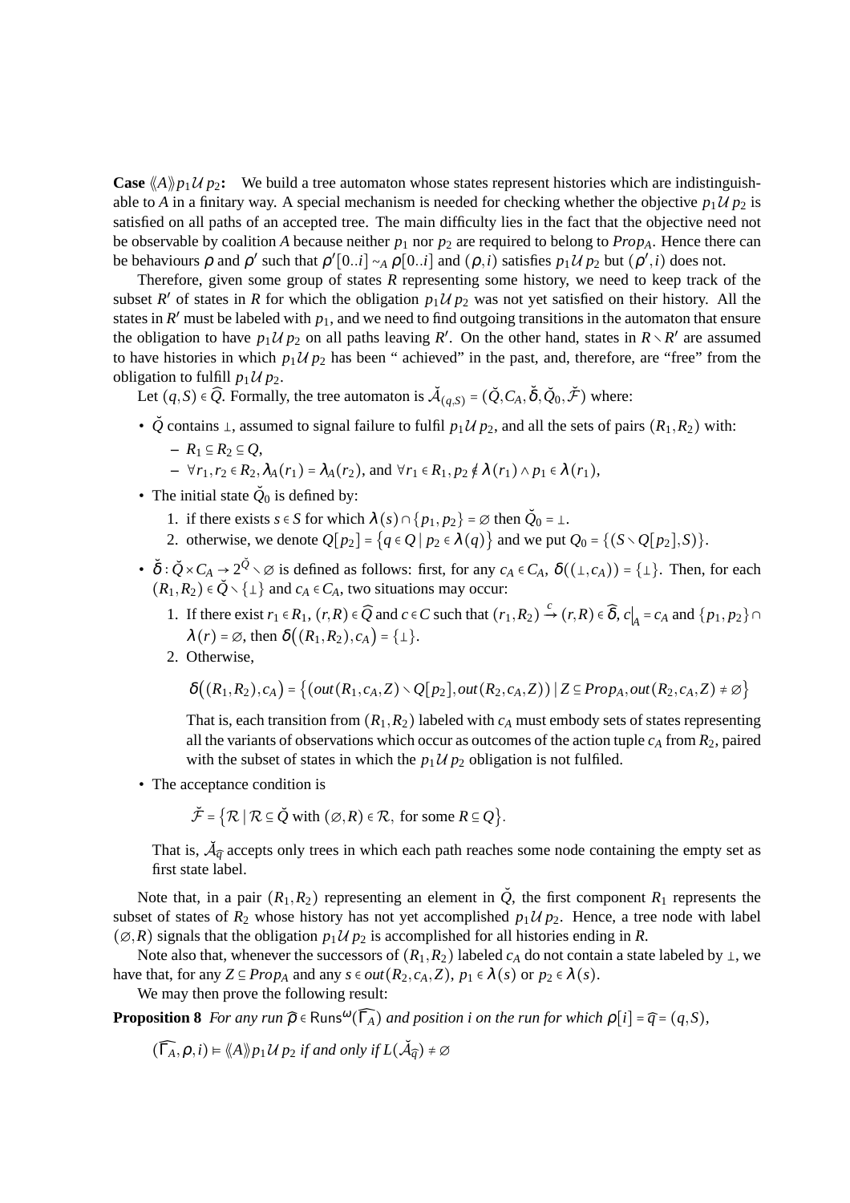**Case $\langle\!\langle A\rangle\!\rangle p_1 \mathcal{U}\, p_2$:** We build a tree automaton whose states represent histories which are indistinguishable to $A$ in a finitary way. A special mechanism is needed for checking whether the objective $p_1 \mathcal{U}\, p_2$ is satisfied on all paths of an accepted tree. The main difficulty lies in the fact that the objective need not be observable by coalition $A$ because neither $p_1$ nor $p_2$ are required to belong to $Prop_A$. Hence there can be behaviours $\rho$ and $\rho'$ such that $\rho'[0..i] \sim_A \rho[0..i]$ and $(\rho, i)$ satisfies $p_1 \mathcal{U}\, p_2$ but $(\rho', i)$ does not.

Therefore, given some group of states $R$ representing some history, we need to keep track of the subset $R'$ of states in $R$ for which the obligation $p_1 \mathcal{U}\, p_2$ was not yet satisfied on their history. All the states in $R'$ must be labeled with $p_1$, and we need to find outgoing transitions in the automaton that ensure the obligation to have $p_1 \mathcal{U}\, p_2$ on all paths leaving $R'$. On the other hand, states in $R \setminus R'$ are assumed to have histories in which $p_1 \mathcal{U}\, p_2$ has been " achieved" in the past, and, therefore, are "free" from the obligation to fulfill $p_1 \mathcal{U}\, p_2$.

Let $(q, S) \in \widehat{Q}$. Formally, the tree automaton is $\breve{\mathcal{A}}_{(q,S)} = (\breve{Q}, C_A, \breve{\delta}, \breve{Q}_0, \breve{\mathcal{F}})$ where:

- $\breve{Q}$ contains $\perp$, assumed to signal failure to fulfil $p_1 \mathcal{U}\, p_2$, and all the sets of pairs $(R_1, R_2)$ with:
  - $R_1 \subseteq R_2 \subseteq Q$,
  - $\forall r_1, r_2 \in R_2, \lambda_A(r_1) = \lambda_A(r_2)$, and $\forall r_1 \in R_1, p_2 \notin \lambda(r_1) \wedge p_1 \in \lambda(r_1)$,
- The initial state $\breve{Q}_0$ is defined by:
  1. if there exists $s \in S$ for which $\lambda(s) \cap \{p_1, p_2\} = \varnothing$ then $\breve{Q}_0 = \perp$.
  2. otherwise, we denote $Q[p_2] = \{q \in Q \mid p_2 \in \lambda(q)\}$ and we put $Q_0 = \{(S \setminus Q[p_2], S)\}$.
- $\breve{\delta} : \breve{Q} \times C_A \to 2^{\breve{Q}} \setminus \varnothing$ is defined as follows: first, for any $c_A \in C_A$, $\delta((\perp, c_A)) = \{\perp\}$. Then, for each $(R_1, R_2) \in \breve{Q} \setminus \{\perp\}$ and $c_A \in C_A$, two situations may occur:
  1. If there exist $r_1 \in R_1$, $(r, R) \in \widehat{Q}$ and $c \in C$ such that $(r_1, R_2) \xrightarrow{c} (r, R) \in \widehat{\delta}$, $c\big|_A = c_A$ and $\{p_1, p_2\} \cap \lambda(r) = \varnothing$, then $\delta\big((R_1, R_2), c_A\big) = \{\perp\}$.
  2. Otherwise,

     $$\delta\big((R_1, R_2), c_A\big) = \big\{(out(R_1, c_A, Z) \setminus Q[p_2], out(R_2, c_A, Z)) \mid Z \subseteq Prop_A, out(R_2, c_A, Z) \neq \varnothing\big\}$$

     That is, each transition from $(R_1, R_2)$ labeled with $c_A$ must embody sets of states representing all the variants of observations which occur as outcomes of the action tuple $c_A$ from $R_2$, paired with the subset of states in which the $p_1 \mathcal{U}\, p_2$ obligation is not fulfiled.
- The acceptance condition is

  $$\breve{\mathcal{F}} = \big\{\mathcal{R} \mid \mathcal{R} \subseteq \breve{Q} \text{ with } (\varnothing, R) \in \mathcal{R}, \text{ for some } R \subseteq Q\big\}.$$

  That is, $\breve{\mathcal{A}}_{\widehat{q}}$ accepts only trees in which each path reaches some node containing the empty set as first state label.

Note that, in a pair $(R_1, R_2)$ representing an element in $\breve{Q}$, the first component $R_1$ represents the subset of states of $R_2$ whose history has not yet accomplished $p_1 \mathcal{U}\, p_2$. Hence, a tree node with label $(\varnothing, R)$ signals that the obligation $p_1 \mathcal{U}\, p_2$ is accomplished for all histories ending in $R$.

Note also that, whenever the successors of $(R_1, R_2)$ labeled $c_A$ do not contain a state labeled by $\perp$, we have that, for any $Z \subseteq Prop_A$ and any $s \in out(R_2, c_A, Z)$, $p_1 \in \lambda(s)$ or $p_2 \in \lambda(s)$.

We may then prove the following result:

**Proposition 8** *For any run $\widehat{\rho} \in \mathsf{Runs}^{\omega}(\widehat{\Gamma_A})$ and position $i$ on the run for which $\rho[i] = \widehat{q} = (q, S)$,*

$$(\widehat{\Gamma_A}, \rho, i) \models \langle\!\langle A\rangle\!\rangle p_1 \mathcal{U}\, p_2 \text{ if and only if } L(\breve{\mathcal{A}}_{\widehat{q}}) \neq \varnothing$$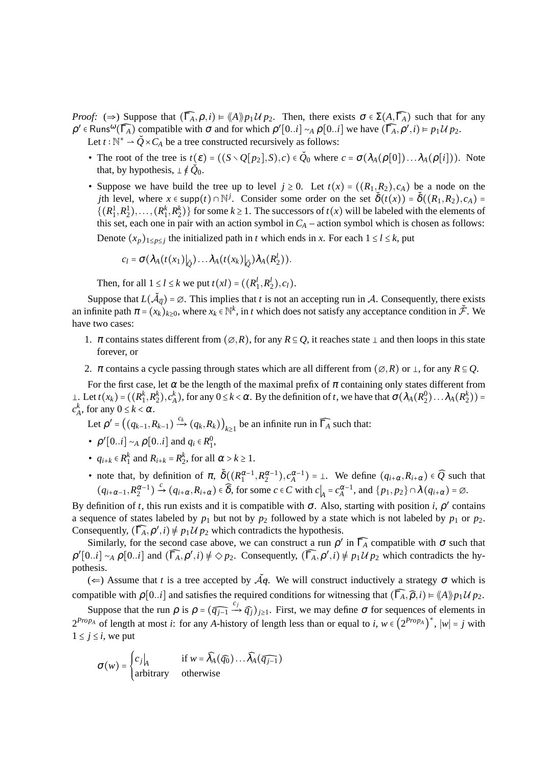*Proof:* (⇒) Suppose that $(\widehat{\Gamma_A}, \rho, i) \models \langle\!\langle A \rangle\!\rangle p_1 \mathcal{U} p_2$. Then, there exists $\sigma \in \Sigma(A, \widehat{\Gamma_A})$ such that for any $\rho' \in \mathsf{Runs}^\omega(\widehat{\Gamma_A})$ compatible with $\sigma$ and for which $\rho'[0..i] \sim_A \rho[0..i]$ we have $(\widehat{\Gamma_A}, \rho', i) \models p_1 \mathcal{U} p_2$.

Let $t : \mathbb{N}^* \rightharpoonup \breve{Q} \times C_A$ be a tree constructed recursively as follows:

- The root of the tree is $t(\varepsilon) = ((S \setminus Q[p_2], S), c) \in \breve{Q}_0$ where $c = \sigma(\lambda_A(\rho[0]) \dots \lambda_A(\rho[i]))$. Note that, by hypothesis, $\bot \notin \breve{Q}_0$.
- Suppose we have build the tree up to level $j \geq 0$. Let $t(x) = ((R_1, R_2), c_A)$ be a node on the $j$th level, where $x \in \mathsf{supp}(t) \cap \mathbb{N}^j$. Consider some order on the set $\breve{\delta}(t(x)) = \breve{\delta}((R_1, R_2), c_A) = \{(R_1^1, R_2^1), \dots, (R_1^k, R_2^k)\}$ for some $k \geq 1$. The successors of $t(x)$ will be labeled with the elements of this set, each one in pair with an action symbol in $C_A$ – action symbol which is chosen as follows:

  Denote $(x_p)_{1 \leq p \leq j}$ the initialized path in $t$ which ends in $x$. For each $1 \leq l \leq k$, put

  $$c_l = \sigma(\lambda_A(t(x_1)\big|_{\breve{Q}}) \dots \lambda_A(t(x_k)\big|_{\breve{Q}}) \lambda_A(R_2^l)).$$

  Then, for all $1 \leq l \leq k$ we put $t(xl) = ((R_1^l, R_2^l), c_l)$.

Suppose that $L(\breve{\mathcal{A}}_{\widehat{q}}) = \emptyset$. This implies that $t$ is not an accepting run in $\mathcal{A}$. Consequently, there exists an infinite path $\pi = (x_k)_{k \geq 0}$, where $x_k \in \mathbb{N}^k$, in $t$ which does not satisfy any acceptance condition in $\breve{\mathcal{F}}$. We have two cases:

1. $\pi$ contains states different from $(\emptyset, R)$, for any $R \subseteq Q$, it reaches state $\bot$ and then loops in this state forever, or
2. $\pi$ contains a cycle passing through states which are all different from $(\emptyset, R)$ or $\bot$, for any $R \subseteq Q$.

For the first case, let $\alpha$ be the length of the maximal prefix of $\pi$ containing only states different from $\bot$. Let $t(x_k) = ((R_1^k, R_2^k), c_A^k)$, for any $0 \leq k < \alpha$. By the definition of $t$, we have that $\sigma(\lambda_A(R_2^0) \dots \lambda_A(R_2^k)) = c_A^k$, for any $0 \leq k < \alpha$.

Let $\rho' = \big((q_{k-1}, R_{k-1}) \xrightarrow{c_k} (q_k, R_k)\big)_{k \geq 1}$ be an infinite run in $\widehat{\Gamma_A}$ such that:

- $\rho'[0..i] \sim_A \rho[0..i]$ and $q_i \in R_1^0$,
- $q_{i+k} \in R_1^k$ and $R_{i+k} = R_2^k$, for all $\alpha > k \geq 1$.
- note that, by definition of $\pi$, $\breve{\delta}((R_1^{\alpha-1}, R_2^{\alpha-1}), c_A^{\alpha-1}) = \bot$. We define $(q_{i+\alpha}, R_{i+\alpha}) \in \widehat{Q}$ such that $(q_{i+\alpha-1}, R_2^{\alpha-1}) \xrightarrow{c} (q_{i+\alpha}, R_{i+\alpha}) \in \widehat{\delta}$, for some $c \in C$ with $c\big|_A = c_A^{\alpha-1}$, and $\{p_1, p_2\} \cap \lambda(q_{i+\alpha}) = \emptyset$.

By definition of $t$, this run exists and it is compatible with $\sigma$. Also, starting with position $i$, $\rho'$ contains a sequence of states labeled by $p_1$ but not by $p_2$ followed by a state which is not labeled by $p_1$ or $p_2$. Consequently, $(\widehat{\Gamma_A}, \rho', i) \not\models p_1 \mathcal{U} p_2$ which contradicts the hypothesis.

Similarly, for the second case above, we can construct a run $\rho'$ in $\widehat{\Gamma_A}$ compatible with $\sigma$ such that $\rho'[0..i] \sim_A \rho[0..i]$ and $(\widehat{\Gamma_A}, \rho', i) \not\models \diamond p_2$. Consequently, $(\widehat{\Gamma_A}, \rho', i) \not\models p_1 \mathcal{U} p_2$ which contradicts the hypothesis.

(⇐) Assume that $t$ is a tree accepted by $\breve{\mathcal{A}}_{\widehat{q}}$. We will construct inductively a strategy $\sigma$ which is compatible with $\rho[0..i]$ and satisfies the required conditions for witnessing that $(\widehat{\Gamma_A}, \widehat{\rho}, i) \models \langle\!\langle A \rangle\!\rangle p_1 \mathcal{U} p_2$.

Suppose that the run $\rho$ is $\rho = (\widehat{q_{j-1}} \xrightarrow{c_j} \widehat{q_j})_{j \geq 1}$. First, we may define $\sigma$ for sequences of elements in $2^{Prop_A}$ of length at most $i$: for any $A$-history of length less than or equal to $i$, $w \in (2^{Prop_A})^*$, $|w| = j$ with $1 \leq j \leq i$, we put

$$\sigma(w) = \begin{cases} c_j\big|_A & \text{if } w = \widehat{\lambda}_A(\widehat{q_0}) \dots \widehat{\lambda}_A(\widehat{q_{j-1}}) \\ \text{arbitrary} & \text{otherwise} \end{cases}$$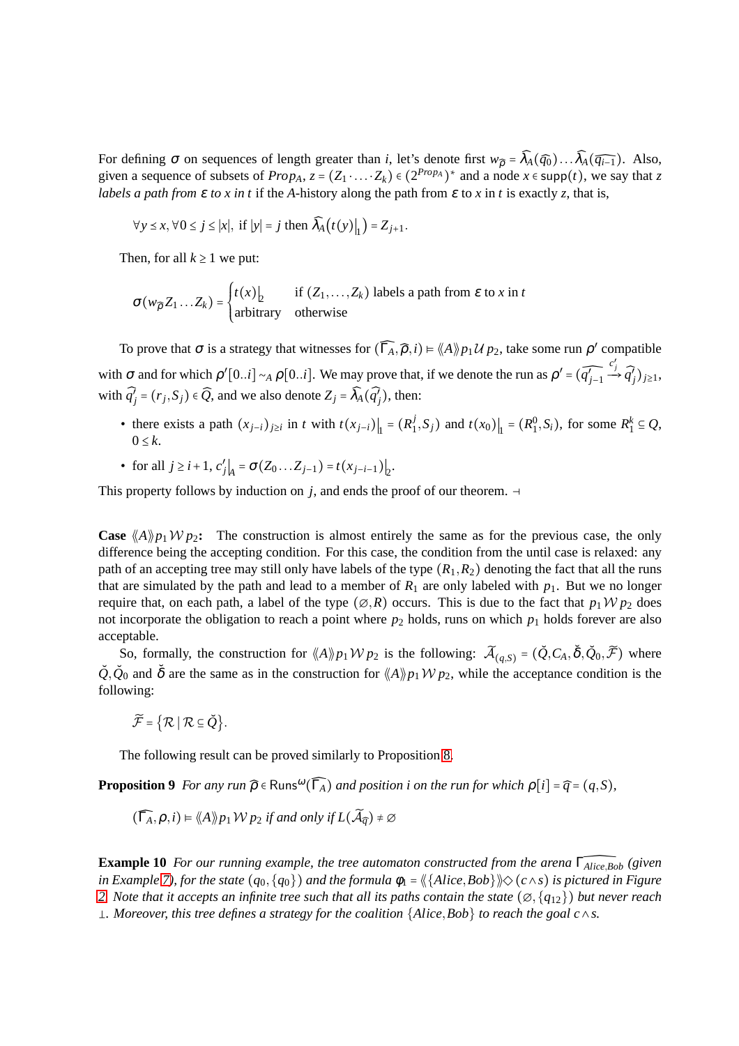For defining $\sigma$ on sequences of length greater than $i$, let's denote first $w_{\widehat{\rho}} = \widehat{\lambda_A}(\widehat{q_0})\dots\widehat{\lambda_A}(\widehat{q_{i-1}})$. Also, given a sequence of subsets of $Prop_A$, $z = (Z_1 \cdot \ldots \cdot Z_k) \in (2^{Prop_A})^*$ and a node $x \in \mathsf{supp}(t)$, we say that $z$ *labels a path from $\varepsilon$ to $x$ in $t$* if the $A$-history along the path from $\varepsilon$ to $x$ in $t$ is exactly $z$, that is,

$$\forall y \leq x, \forall 0 \leq j \leq |x|, \text{ if } |y| = j \text{ then } \widehat{\lambda_A}\big(t(y)\big|_1\big) = Z_{j+1}.$$

Then, for all $k \geq 1$ we put:

$$\sigma(w_{\widehat{\rho}} Z_1 \dots Z_k) = \begin{cases} t(x)\big|_2 & \text{if } (Z_1,\dots,Z_k) \text{ labels a path from } \varepsilon \text{ to } x \text{ in } t \\ \text{arbitrary} & \text{otherwise} \end{cases}$$

To prove that $\sigma$ is a strategy that witnesses for $(\widehat{\Gamma_A}, \widehat{\rho}, i) \models \langle\!\langle A \rangle\!\rangle p_1 \mathcal{U} p_2$, take some run $\rho'$ compatible with $\sigma$ and for which $\rho'[0..i] \sim_A \rho[0..i]$. We may prove that, if we denote the run as $\rho' = (\widehat{q'_{j-1}} \xrightarrow{c'_j} \widehat{q'_j})_{j \geq 1}$, with $\widehat{q'_j} = (r_j, S_j) \in \widehat{Q}$, and we also denote $Z_j = \widehat{\lambda_A}(\widehat{q'_j})$, then:

- there exists a path $(x_{j-i})_{j \geq i}$ in $t$ with $t(x_{j-i})\big|_1 = (R_1^j, S_j)$ and $t(x_0)\big|_1 = (R_1^0, S_i)$, for some $R_1^k \subseteq Q$, $0 \leq k$.
- for all $j \geq i+1$, $c'_j\big|_A = \sigma(Z_0 \dots Z_{j-1}) = t(x_{j-i-1})\big|_2$.

This property follows by induction on $j$, and ends the proof of our theorem. ⊣

**Case $\langle\!\langle A \rangle\!\rangle p_1 \mathcal{W} p_2$:** The construction is almost entirely the same as for the previous case, the only difference being the accepting condition. For this case, the condition from the until case is relaxed: any path of an accepting tree may still only have labels of the type $(R_1, R_2)$ denoting the fact that all the runs that are simulated by the path and lead to a member of $R_1$ are only labeled with $p_1$. But we no longer require that, on each path, a label of the type $(\emptyset, R)$ occurs. This is due to the fact that $p_1 \mathcal{W} p_2$ does not incorporate the obligation to reach a point where $p_2$ holds, runs on which $p_1$ holds forever are also acceptable.

So, formally, the construction for $\langle\!\langle A \rangle\!\rangle p_1 \mathcal{W} p_2$ is the following: $\widetilde{\mathcal{A}}_{(q,S)} = (\check{Q}, C_A, \check{\delta}, \check{Q}_0, \widetilde{\mathcal{F}})$ where $\check{Q}, \check{Q}_0$ and $\check{\delta}$ are the same as in the construction for $\langle\!\langle A \rangle\!\rangle p_1 \mathcal{W} p_2$, while the acceptance condition is the following:

$$\widetilde{\mathcal{F}} = \{\mathcal{R} \mid \mathcal{R} \subseteq \check{Q}\}.$$

The following result can be proved similarly to Proposition 8.

**Proposition 9** *For any run $\widehat{\rho} \in \mathsf{Runs}^{\omega}(\widehat{\Gamma_A})$ and position $i$ on the run for which $\rho[i] = \widehat{q} = (q, S)$,*

$$(\widehat{\Gamma_A}, \rho, i) \models \langle\!\langle A \rangle\!\rangle p_1 \mathcal{W} p_2 \text{ if and only if } L(\widetilde{\mathcal{A}}_{\widehat{q}}) \neq \emptyset$$

**Example 10** *For our running example, the tree automaton constructed from the arena $\widehat{\Gamma_{Alice,Bob}}$ (given in Example 7), for the state $(q_0, \{q_0\})$ and the formula $\phi_1 = \langle\!\langle \{Alice, Bob\} \rangle\!\rangle \diamond (c \wedge s)$ is pictured in Figure 2. Note that it accepts an infinite tree such that all its paths contain the state $(\emptyset, \{q_{12}\})$ but never reach $\bot$. Moreover, this tree defines a strategy for the coalition $\{Alice, Bob\}$ to reach the goal $c \wedge s$.*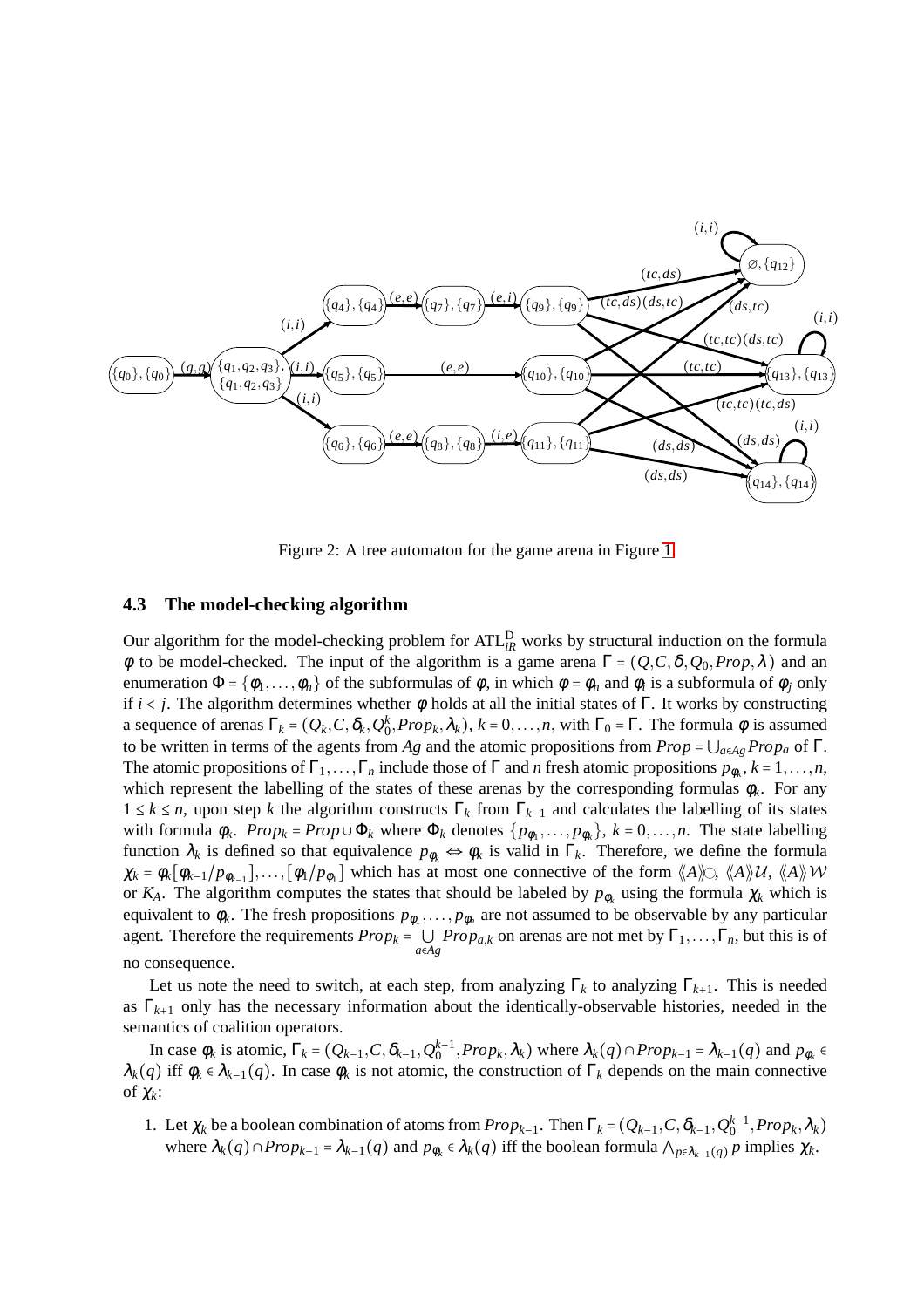Figure 2: A tree automaton for the game arena in Figure 1

### 4.3 The model-checking algorithm

Our algorithm for the model-checking problem for $\mathrm{ATL}^{\mathrm{D}}_{iR}$ works by structural induction on the formula $\phi$ to be model-checked. The input of the algorithm is a game arena $\Gamma = (Q, C, \delta, Q_0, Prop, \lambda)$ and an enumeration $\Phi = \{\phi_1, \ldots, \phi_n\}$ of the subformulas of $\phi$, in which $\phi = \phi_n$ and $\phi_i$ is a subformula of $\phi_j$ only if $i < j$. The algorithm determines whether $\phi$ holds at all the initial states of $\Gamma$. It works by constructing a sequence of arenas $\Gamma_k = (Q_k, C, \delta_k, Q_0^k, Prop_k, \lambda_k)$, $k = 0, \ldots, n$, with $\Gamma_0 = \Gamma$. The formula $\phi$ is assumed to be written in terms of the agents from $Ag$ and the atomic propositions from $Prop = \bigcup_{a \in Ag} Prop_a$ of $\Gamma$. The atomic propositions of $\Gamma_1, \ldots, \Gamma_n$ include those of $\Gamma$ and $n$ fresh atomic propositions $p_{\phi_k}$, $k = 1, \ldots, n$, which represent the labelling of the states of these arenas by the corresponding formulas $\phi_k$. For any $1 \leq k \leq n$, upon step $k$ the algorithm constructs $\Gamma_k$ from $\Gamma_{k-1}$ and calculates the labelling of its states with formula $\phi_k$. $Prop_k = Prop \cup \Phi_k$ where $\Phi_k$ denotes $\{p_{\phi_1}, \ldots, p_{\phi_k}\}$, $k = 0, \ldots, n$. The state labelling function $\lambda_k$ is defined so that equivalence $p_{\phi_k} \Leftrightarrow \phi_k$ is valid in $\Gamma_k$. Therefore, we define the formula $\chi_k = \phi_k[\phi_{k-1}/p_{\phi_{k-1}}], \ldots, [\phi_1/p_{\phi_1}]$ which has at most one connective of the form $\langle\!\langle A \rangle\!\rangle \bigcirc$, $\langle\!\langle A \rangle\!\rangle \mathcal{U}$, $\langle\!\langle A \rangle\!\rangle \mathcal{W}$ or $K_A$. The algorithm computes the states that should be labeled by $p_{\phi_k}$ using the formula $\chi_k$ which is equivalent to $\phi_k$. The fresh propositions $p_{\phi_1}, \ldots, p_{\phi_n}$ are not assumed to be observable by any particular agent. Therefore the requirements $Prop_k = \bigcup_{a \in Ag} Prop_{a,k}$ on arenas are not met by $\Gamma_1, \ldots, \Gamma_n$, but this is of no consequence.

Let us note the need to switch, at each step, from analyzing $\Gamma_k$ to analyzing $\Gamma_{k+1}$. This is needed as $\Gamma_{k+1}$ only has the necessary information about the identically-observable histories, needed in the semantics of coalition operators.

In case $\phi_k$ is atomic, $\Gamma_k = (Q_{k-1}, C, \delta_{k-1}, Q_0^{k-1}, Prop_k, \lambda_k)$ where $\lambda_k(q) \cap Prop_{k-1} = \lambda_{k-1}(q)$ and $p_{\phi_k} \in \lambda_k(q)$ iff $\phi_k \in \lambda_{k-1}(q)$. In case $\phi_k$ is not atomic, the construction of $\Gamma_k$ depends on the main connective of $\chi_k$:

1. Let $\chi_k$ be a boolean combination of atoms from $Prop_{k-1}$. Then $\Gamma_k = (Q_{k-1}, C, \delta_{k-1}, Q_0^{k-1}, Prop_k, \lambda_k)$ where $\lambda_k(q) \cap Prop_{k-1} = \lambda_{k-1}(q)$ and $p_{\phi_k} \in \lambda_k(q)$ iff the boolean formula $\bigwedge_{p \in \lambda_{k-1}(q)} p$ implies $\chi_k$.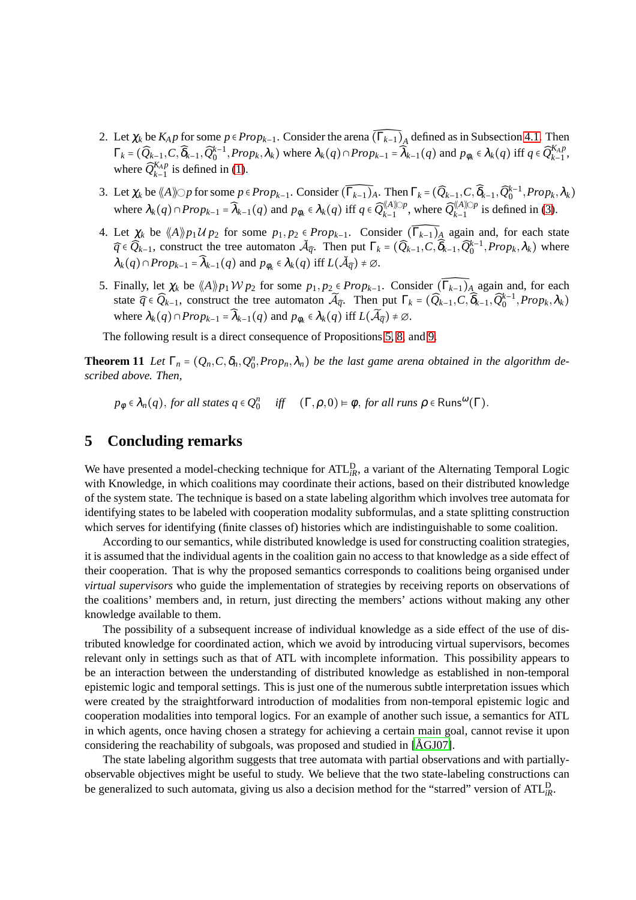2. Let $\chi_k$ be $K_A p$ for some $p \in Prop_{k-1}$. Consider the arena $\widehat{(\Gamma_{k-1})}_A$ defined as in Subsection 4.1. Then $\Gamma_k = (\widehat{Q}_{k-1}, C, \widehat{\delta}_{k-1}, \widehat{Q}_0^{k-1}, Prop_k, \lambda_k)$ where $\lambda_k(q) \cap Prop_{k-1} = \widehat{\lambda}_{k-1}(q)$ and $p_{\varphi_k} \in \lambda_k(q)$ iff $q \in \widehat{Q}_{k-1}^{K_A p}$, where $\widehat{Q}_{k-1}^{K_A p}$ is defined in (1).

3. Let $\chi_k$ be $\langle\langle A \rangle\rangle \bigcirc p$ for some $p \in Prop_{k-1}$. Consider $\widehat{(\Gamma_{k-1})}_A$. Then $\Gamma_k = (\widehat{Q}_{k-1}, C, \widehat{\delta}_{k-1}, \widehat{Q}_0^{k-1}, Prop_k, \lambda_k)$ where $\lambda_k(q) \cap Prop_{k-1} = \widehat{\lambda}_{k-1}(q)$ and $p_{\varphi_k} \in \lambda_k(q)$ iff $q \in \widehat{Q}_{k-1}^{\langle\langle A \rangle\rangle \bigcirc p}$, where $\widehat{Q}_{k-1}^{\langle\langle A \rangle\rangle \bigcirc p}$ is defined in (3).

4. Let $\chi_k$ be $\langle\langle A \rangle\rangle p_1 \mathcal{U} p_2$ for some $p_1, p_2 \in Prop_{k-1}$. Consider $\widehat{(\Gamma_{k-1})}_A$ again and, for each state $\widehat{q} \in \widehat{Q}_{k-1}$, construct the tree automaton $\check{\mathcal{A}}_{\widehat{q}}$. Then put $\Gamma_k = (\widehat{Q}_{k-1}, C, \widehat{\delta}_{k-1}, \widehat{Q}_0^{k-1}, Prop_k, \lambda_k)$ where $\lambda_k(q) \cap Prop_{k-1} = \widehat{\lambda}_{k-1}(q)$ and $p_{\varphi_k} \in \lambda_k(q)$ iff $L(\check{\mathcal{A}}_{\widehat{q}}) \neq \varnothing$.

5. Finally, let $\chi_k$ be $\langle\langle A \rangle\rangle p_1 \mathcal{W} p_2$ for some $p_1, p_2 \in Prop_{k-1}$. Consider $\widehat{(\Gamma_{k-1})}_A$ again and, for each state $\widehat{q} \in \widehat{Q}_{k-1}$, construct the tree automaton $\widetilde{\mathcal{A}}_{\widehat{q}}$. Then put $\Gamma_k = (\widehat{Q}_{k-1}, C, \widehat{\delta}_{k-1}, \widehat{Q}_0^{k-1}, Prop_k, \lambda_k)$ where $\lambda_k(q) \cap Prop_{k-1} = \widehat{\lambda}_{k-1}(q)$ and $p_{\varphi_k} \in \lambda_k(q)$ iff $L(\widetilde{\mathcal{A}}_{\widehat{q}}) \neq \varnothing$.

The following result is a direct consequence of Propositions 5, 8, and 9.

**Theorem 11** *Let $\Gamma_n = (Q_n, C, \delta_n, Q_0^n, Prop_n, \lambda_n)$ be the last game arena obtained in the algorithm described above. Then,*

$$p_\varphi \in \lambda_n(q), \text{ for all states } q \in Q_0^n \quad \text{iff} \quad (\Gamma, \rho, 0) \models \varphi, \text{ for all runs } \rho \in \mathsf{Runs}^\omega(\Gamma).$$

## 5 Concluding remarks

We have presented a model-checking technique for $\text{ATL}_{iR}^{\text{D}}$, a variant of the Alternating Temporal Logic with Knowledge, in which coalitions may coordinate their actions, based on their distributed knowledge of the system state. The technique is based on a state labeling algorithm which involves tree automata for identifying states to be labeled with cooperation modality subformulas, and a state splitting construction which serves for identifying (finite classes of) histories which are indistinguishable to some coalition.

According to our semantics, while distributed knowledge is used for constructing coalition strategies, it is assumed that the individual agents in the coalition gain no access to that knowledge as a side effect of their cooperation. That is why the proposed semantics corresponds to coalitions being organised under *virtual supervisors* who guide the implementation of strategies by receiving reports on observations of the coalitions' members and, in return, just directing the members' actions without making any other knowledge available to them.

The possibility of a subsequent increase of individual knowledge as a side effect of the use of distributed knowledge for coordinated action, which we avoid by introducing virtual supervisors, becomes relevant only in settings such as that of ATL with incomplete information. This possibility appears to be an interaction between the understanding of distributed knowledge as established in non-temporal epistemic logic and temporal settings. This is just one of the numerous subtle interpretation issues which were created by the straightforward introduction of modalities from non-temporal epistemic logic and cooperation modalities into temporal logics. For an example of another such issue, a semantics for ATL in which agents, once having chosen a strategy for achieving a certain main goal, cannot revise it upon considering the reachability of subgoals, was proposed and studied in [ÅGJ07].

The state labeling algorithm suggests that tree automata with partial observations and with partially-observable objectives might be useful to study. We believe that the two state-labeling constructions can be generalized to such automata, giving us also a decision method for the "starred" version of $\text{ATL}_{iR}^{\text{D}}$.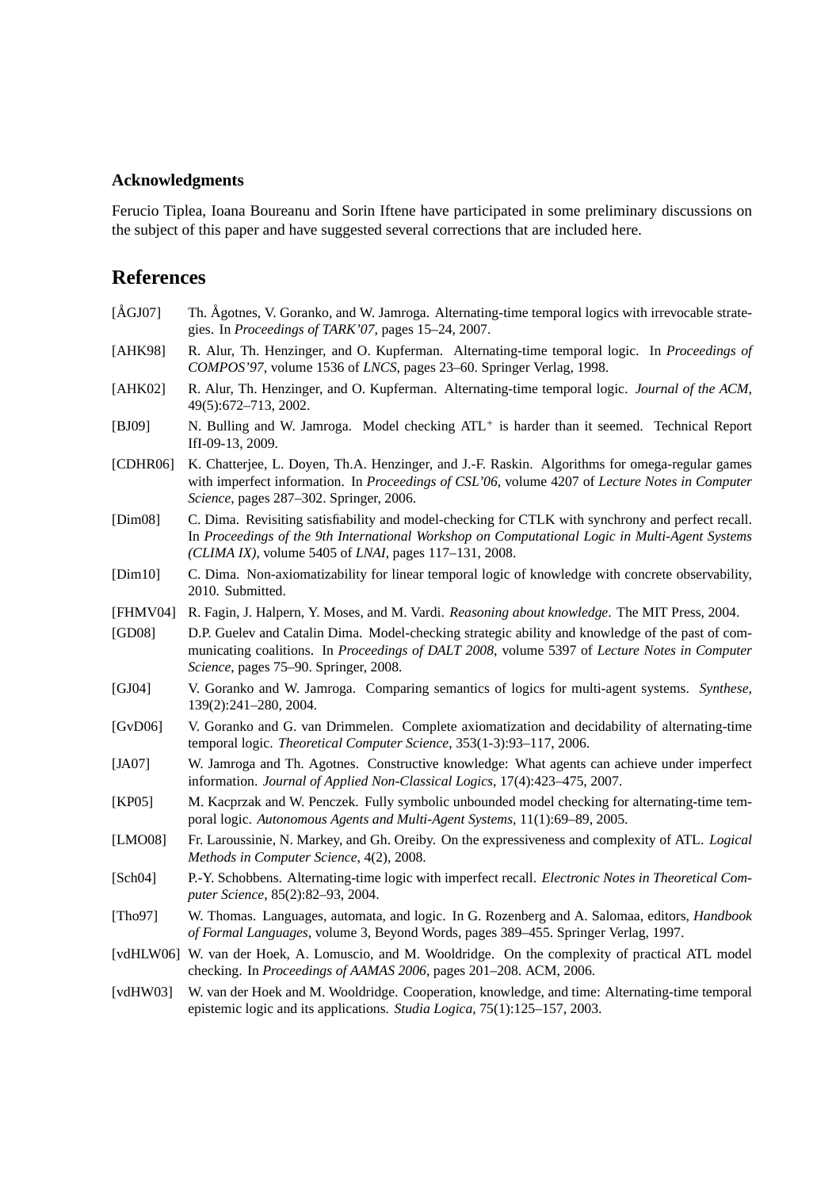### Acknowledgments

Ferucio Tiplea, Ioana Boureanu and Sorin Iftene have participated in some preliminary discussions on the subject of this paper and have suggested several corrections that are included here.

## References

[ÅGJ07] Th. Ågotnes, V. Goranko, and W. Jamroga. Alternating-time temporal logics with irrevocable strategies. In *Proceedings of TARK'07*, pages 15–24, 2007.

[AHK98] R. Alur, Th. Henzinger, and O. Kupferman. Alternating-time temporal logic. In *Proceedings of COMPOS'97*, volume 1536 of *LNCS*, pages 23–60. Springer Verlag, 1998.

[AHK02] R. Alur, Th. Henzinger, and O. Kupferman. Alternating-time temporal logic. *Journal of the ACM*, 49(5):672–713, 2002.

[BJ09] N. Bulling and W. Jamroga. Model checking ATL$^+$ is harder than it seemed. Technical Report IfI-09-13, 2009.

[CDHR06] K. Chatterjee, L. Doyen, Th.A. Henzinger, and J.-F. Raskin. Algorithms for omega-regular games with imperfect information. In *Proceedings of CSL'06*, volume 4207 of *Lecture Notes in Computer Science*, pages 287–302. Springer, 2006.

[Dim08] C. Dima. Revisiting satisfiability and model-checking for CTLK with synchrony and perfect recall. In *Proceedings of the 9th International Workshop on Computational Logic in Multi-Agent Systems (CLIMA IX)*, volume 5405 of *LNAI*, pages 117–131, 2008.

[Dim10] C. Dima. Non-axiomatizability for linear temporal logic of knowledge with concrete observability, 2010. Submitted.

[FHMV04] R. Fagin, J. Halpern, Y. Moses, and M. Vardi. *Reasoning about knowledge*. The MIT Press, 2004.

[GD08] D.P. Guelev and Catalin Dima. Model-checking strategic ability and knowledge of the past of communicating coalitions. In *Proceedings of DALT 2008*, volume 5397 of *Lecture Notes in Computer Science*, pages 75–90. Springer, 2008.

[GJ04] V. Goranko and W. Jamroga. Comparing semantics of logics for multi-agent systems. *Synthese*, 139(2):241–280, 2004.

[GvD06] V. Goranko and G. van Drimmelen. Complete axiomatization and decidability of alternating-time temporal logic. *Theoretical Computer Science*, 353(1-3):93–117, 2006.

[JA07] W. Jamroga and Th. Agotnes. Constructive knowledge: What agents can achieve under imperfect information. *Journal of Applied Non-Classical Logics*, 17(4):423–475, 2007.

[KP05] M. Kacprzak and W. Penczek. Fully symbolic unbounded model checking for alternating-time temporal logic. *Autonomous Agents and Multi-Agent Systems*, 11(1):69–89, 2005.

[LMO08] Fr. Laroussinie, N. Markey, and Gh. Oreiby. On the expressiveness and complexity of ATL. *Logical Methods in Computer Science*, 4(2), 2008.

[Sch04] P.-Y. Schobbens. Alternating-time logic with imperfect recall. *Electronic Notes in Theoretical Computer Science*, 85(2):82–93, 2004.

[Tho97] W. Thomas. Languages, automata, and logic. In G. Rozenberg and A. Salomaa, editors, *Handbook of Formal Languages*, volume 3, Beyond Words, pages 389–455. Springer Verlag, 1997.

[vdHLW06] W. van der Hoek, A. Lomuscio, and M. Wooldridge. On the complexity of practical ATL model checking. In *Proceedings of AAMAS 2006*, pages 201–208. ACM, 2006.

[vdHW03] W. van der Hoek and M. Wooldridge. Cooperation, knowledge, and time: Alternating-time temporal epistemic logic and its applications. *Studia Logica*, 75(1):125–157, 2003.